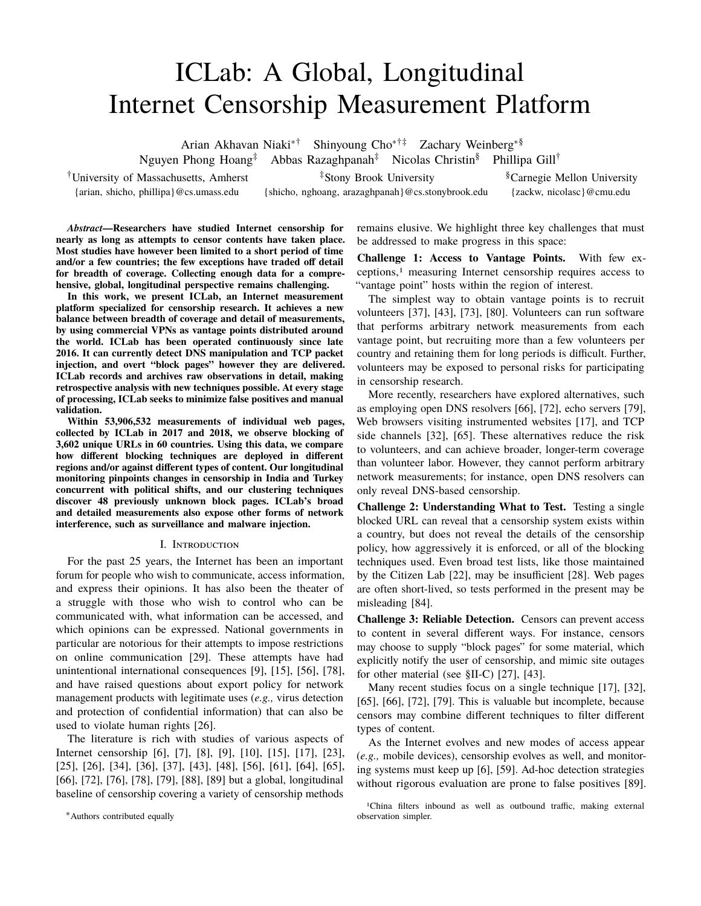# ICLab: A Global, Longitudinal Internet Censorship Measurement Platform

Arian Akhavan Niaki[*†] Shinyoung Cho[*†‡] Zachary Weinberg[*§]
Nguyen Phong Hoang[‡] Abbas Razaghpanah[‡] Nicolas Christin[§] Phillipa Gill[†]

[†]University of Massachusetts, Amherst
{arian, shicho, phillipa}@cs.umass.edu

[‡]Stony Brook University
{shicho, nghoang, arazaghpanah}@cs.stonybrook.edu

[§]Carnegie Mellon University
{zackw, nicolasc}@cmu.edu

***Abstract*—Researchers have studied Internet censorship for nearly as long as attempts to censor contents have taken place. Most studies have however been limited to a short period of time and/or a few countries; the few exceptions have traded off detail for breadth of coverage. Collecting enough data for a comprehensive, global, longitudinal perspective remains challenging.**

**In this work, we present ICLab, an Internet measurement platform specialized for censorship research. It achieves a new balance between breadth of coverage and detail of measurements, by using commercial VPNs as vantage points distributed around the world. ICLab has been operated continuously since late 2016. It can currently detect DNS manipulation and TCP packet injection, and overt "block pages" however they are delivered. ICLab records and archives raw observations in detail, making retrospective analysis with new techniques possible. At every stage of processing, ICLab seeks to minimize false positives and manual validation.**

**Within 53,906,532 measurements of individual web pages, collected by ICLab in 2017 and 2018, we observe blocking of 3,602 unique URLs in 60 countries. Using this data, we compare how different blocking techniques are deployed in different regions and/or against different types of content. Our longitudinal monitoring pinpoints changes in censorship in India and Turkey concurrent with political shifts, and our clustering techniques discover 48 previously unknown block pages. ICLab's broad and detailed measurements also expose other forms of network interference, such as surveillance and malware injection.**

## I. Introduction

For the past 25 years, the Internet has been an important forum for people who wish to communicate, access information, and express their opinions. It has also been the theater of a struggle with those who wish to control who can be communicated with, what information can be accessed, and which opinions can be expressed. National governments in particular are notorious for their attempts to impose restrictions on online communication [29]. These attempts have had unintentional international consequences [9], [15], [56], [78], and have raised questions about export policy for network management products with legitimate uses (*e.g.,* virus detection and protection of confidential information) that can also be used to violate human rights [26].

The literature is rich with studies of various aspects of Internet censorship [6], [7], [8], [9], [10], [15], [17], [23], [25], [26], [34], [36], [37], [43], [48], [56], [61], [64], [65], [66], [72], [76], [78], [79], [88], [89] but a global, longitudinal baseline of censorship covering a variety of censorship methods remains elusive. We highlight three key challenges that must be addressed to make progress in this space:

**Challenge 1: Access to Vantage Points.** With few exceptions,[1] measuring Internet censorship requires access to "vantage point" hosts within the region of interest.

The simplest way to obtain vantage points is to recruit volunteers [37], [43], [73], [80]. Volunteers can run software that performs arbitrary network measurements from each vantage point, but recruiting more than a few volunteers per country and retaining them for long periods is difficult. Further, volunteers may be exposed to personal risks for participating in censorship research.

More recently, researchers have explored alternatives, such as employing open DNS resolvers [66], [72], echo servers [79], Web browsers visiting instrumented websites [17], and TCP side channels [32], [65]. These alternatives reduce the risk to volunteers, and can achieve broader, longer-term coverage than volunteer labor. However, they cannot perform arbitrary network measurements; for instance, open DNS resolvers can only reveal DNS-based censorship.

**Challenge 2: Understanding What to Test.** Testing a single blocked URL can reveal that a censorship system exists within a country, but does not reveal the details of the censorship policy, how aggressively it is enforced, or all of the blocking techniques used. Even broad test lists, like those maintained by the Citizen Lab [22], may be insufficient [28]. Web pages are often short-lived, so tests performed in the present may be misleading [84].

**Challenge 3: Reliable Detection.** Censors can prevent access to content in several different ways. For instance, censors may choose to supply "block pages" for some material, which explicitly notify the user of censorship, and mimic site outages for other material (see §II-C) [27], [43].

Many recent studies focus on a single technique [17], [32], [65], [66], [72], [79]. This is valuable but incomplete, because censors may combine different techniques to filter different types of content.

As the Internet evolves and new modes of access appear (*e.g.,* mobile devices), censorship evolves as well, and monitoring systems must keep up [6], [59]. Ad-hoc detection strategies without rigorous evaluation are prone to false positives [89].

[*]Authors contributed equally

[1]China filters inbound as well as outbound traffic, making external observation simpler.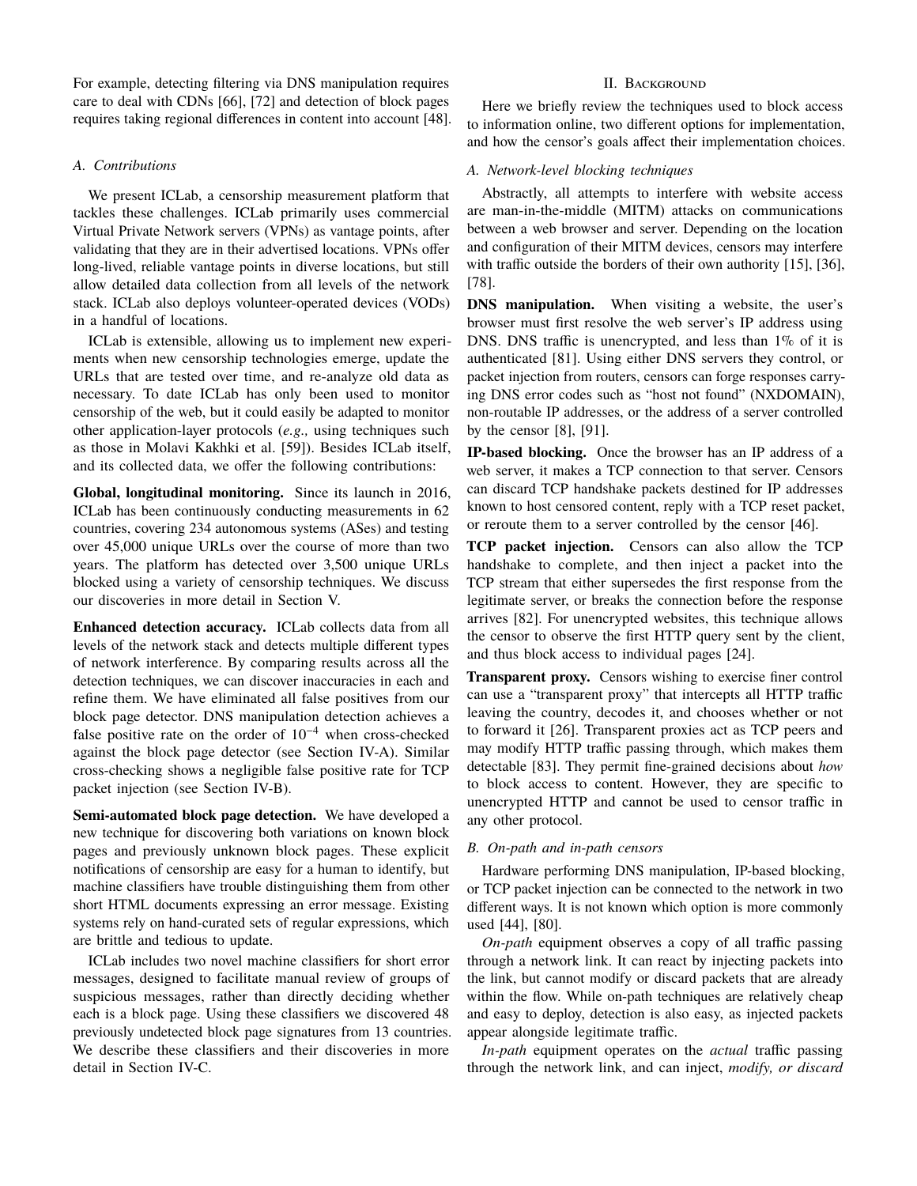For example, detecting filtering via DNS manipulation requires care to deal with CDNs [66], [72] and detection of block pages requires taking regional differences in content into account [48].

### A. Contributions

We present ICLab, a censorship measurement platform that tackles these challenges. ICLab primarily uses commercial Virtual Private Network servers (VPNs) as vantage points, after validating that they are in their advertised locations. VPNs offer long-lived, reliable vantage points in diverse locations, but still allow detailed data collection from all levels of the network stack. ICLab also deploys volunteer-operated devices (VODs) in a handful of locations.

ICLab is extensible, allowing us to implement new experiments when new censorship technologies emerge, update the URLs that are tested over time, and re-analyze old data as necessary. To date ICLab has only been used to monitor censorship of the web, but it could easily be adapted to monitor other application-layer protocols (*e.g.,* using techniques such as those in Molavi Kakhki et al. [59]). Besides ICLab itself, and its collected data, we offer the following contributions:

**Global, longitudinal monitoring.** Since its launch in 2016, ICLab has been continuously conducting measurements in 62 countries, covering 234 autonomous systems (ASes) and testing over 45,000 unique URLs over the course of more than two years. The platform has detected over 3,500 unique URLs blocked using a variety of censorship techniques. We discuss our discoveries in more detail in Section V.

**Enhanced detection accuracy.** ICLab collects data from all levels of the network stack and detects multiple different types of network interference. By comparing results across all the detection techniques, we can discover inaccuracies in each and refine them. We have eliminated all false positives from our block page detector. DNS manipulation detection achieves a false positive rate on the order of $10^{-4}$ when cross-checked against the block page detector (see Section IV-A). Similar cross-checking shows a negligible false positive rate for TCP packet injection (see Section IV-B).

**Semi-automated block page detection.** We have developed a new technique for discovering both variations on known block pages and previously unknown block pages. These explicit notifications of censorship are easy for a human to identify, but machine classifiers have trouble distinguishing them from other short HTML documents expressing an error message. Existing systems rely on hand-curated sets of regular expressions, which are brittle and tedious to update.

ICLab includes two novel machine classifiers for short error messages, designed to facilitate manual review of groups of suspicious messages, rather than directly deciding whether each is a block page. Using these classifiers we discovered 48 previously undetected block page signatures from 13 countries. We describe these classifiers and their discoveries in more detail in Section IV-C.

## II. Background

Here we briefly review the techniques used to block access to information online, two different options for implementation, and how the censor's goals affect their implementation choices.

### A. Network-level blocking techniques

Abstractly, all attempts to interfere with website access are man-in-the-middle (MITM) attacks on communications between a web browser and server. Depending on the location and configuration of their MITM devices, censors may interfere with traffic outside the borders of their own authority [15], [36], [78].

**DNS manipulation.** When visiting a website, the user's browser must first resolve the web server's IP address using DNS. DNS traffic is unencrypted, and less than 1% of it is authenticated [81]. Using either DNS servers they control, or packet injection from routers, censors can forge responses carrying DNS error codes such as "host not found" (NXDOMAIN), non-routable IP addresses, or the address of a server controlled by the censor [8], [91].

**IP-based blocking.** Once the browser has an IP address of a web server, it makes a TCP connection to that server. Censors can discard TCP handshake packets destined for IP addresses known to host censored content, reply with a TCP reset packet, or reroute them to a server controlled by the censor [46].

**TCP packet injection.** Censors can also allow the TCP handshake to complete, and then inject a packet into the TCP stream that either supersedes the first response from the legitimate server, or breaks the connection before the response arrives [82]. For unencrypted websites, this technique allows the censor to observe the first HTTP query sent by the client, and thus block access to individual pages [24].

**Transparent proxy.** Censors wishing to exercise finer control can use a "transparent proxy" that intercepts all HTTP traffic leaving the country, decodes it, and chooses whether or not to forward it [26]. Transparent proxies act as TCP peers and may modify HTTP traffic passing through, which makes them detectable [83]. They permit fine-grained decisions about *how* to block access to content. However, they are specific to unencrypted HTTP and cannot be used to censor traffic in any other protocol.

### B. On-path and in-path censors

Hardware performing DNS manipulation, IP-based blocking, or TCP packet injection can be connected to the network in two different ways. It is not known which option is more commonly used [44], [80].

*On-path* equipment observes a copy of all traffic passing through a network link. It can react by injecting packets into the link, but cannot modify or discard packets that are already within the flow. While on-path techniques are relatively cheap and easy to deploy, detection is also easy, as injected packets appear alongside legitimate traffic.

*In-path* equipment operates on the *actual* traffic passing through the network link, and can inject, *modify, or discard*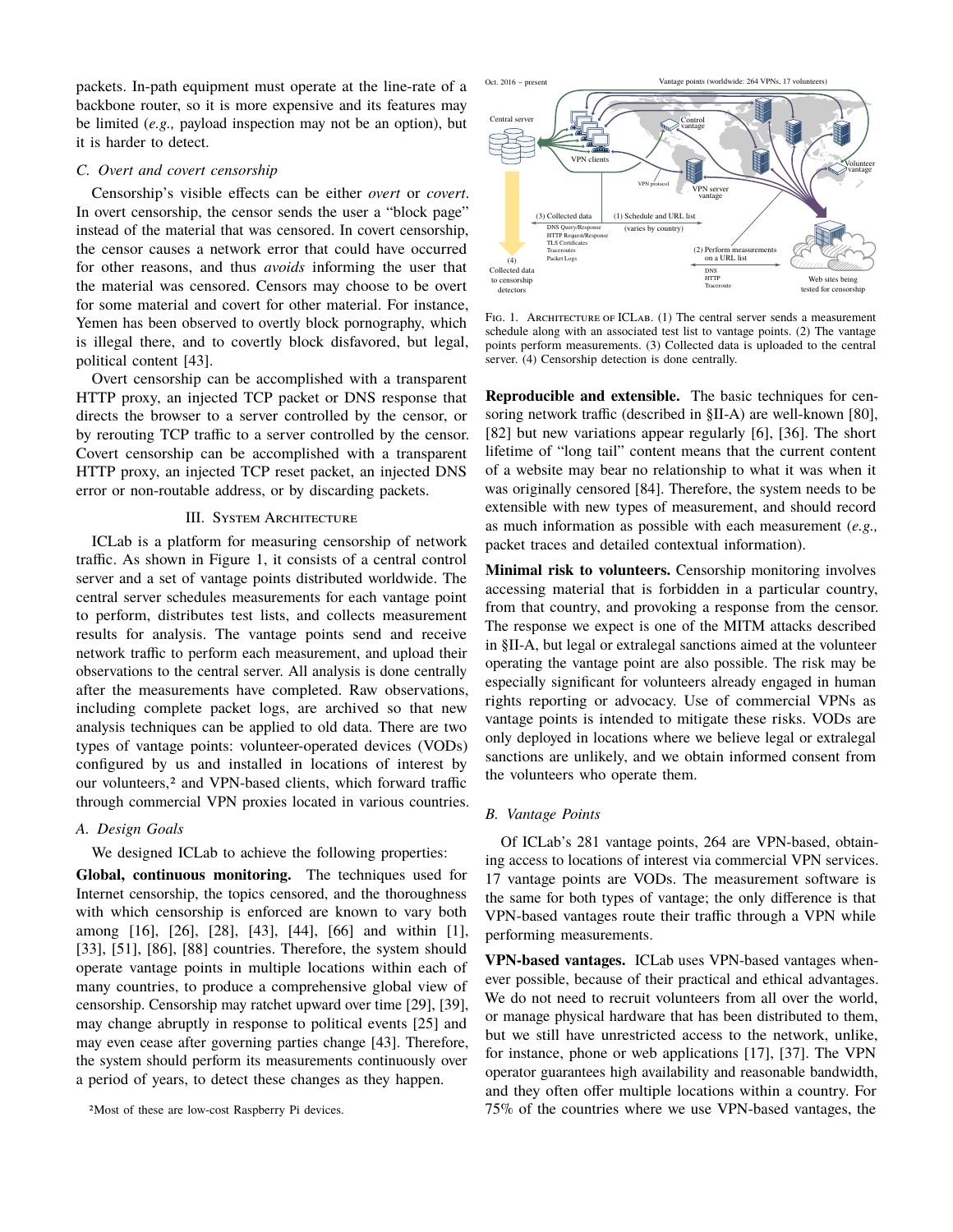packets. In-path equipment must operate at the line-rate of a backbone router, so it is more expensive and its features may be limited (*e.g.,* payload inspection may not be an option), but it is harder to detect.

### C. Overt and covert censorship

Censorship's visible effects can be either *overt* or *covert*. In overt censorship, the censor sends the user a "block page" instead of the material that was censored. In covert censorship, the censor causes a network error that could have occurred for other reasons, and thus *avoids* informing the user that the material was censored. Censors may choose to be overt for some material and covert for other material. For instance, Yemen has been observed to overtly block pornography, which is illegal there, and to covertly block disfavored, but legal, political content [43].

Overt censorship can be accomplished with a transparent HTTP proxy, an injected TCP packet or DNS response that directs the browser to a server controlled by the censor, or by rerouting TCP traffic to a server controlled by the censor. Covert censorship can be accomplished with a transparent HTTP proxy, an injected TCP reset packet, an injected DNS error or non-routable address, or by discarding packets.

## III. System Architecture

ICLab is a platform for measuring censorship of network traffic. As shown in Figure 1, it consists of a central control server and a set of vantage points distributed worldwide. The central server schedules measurements for each vantage point to perform, distributes test lists, and collects measurement results for analysis. The vantage points send and receive network traffic to perform each measurement, and upload their observations to the central server. All analysis is done centrally after the measurements have completed. Raw observations, including complete packet logs, are archived so that new analysis techniques can be applied to old data. There are two types of vantage points: volunteer-operated devices (VODs) configured by us and installed in locations of interest by our volunteers,[2] and VPN-based clients, which forward traffic through commercial VPN proxies located in various countries.

### A. Design Goals

We designed ICLab to achieve the following properties:

**Global, continuous monitoring.** The techniques used for Internet censorship, the topics censored, and the thoroughness with which censorship is enforced are known to vary both among [16], [26], [28], [43], [44], [66] and within [1], [33], [51], [86], [88] countries. Therefore, the system should operate vantage points in multiple locations within each of many countries, to produce a comprehensive global view of censorship. Censorship may ratchet upward over time [29], [39], may change abruptly in response to political events [25] and may even cease after governing parties change [43]. Therefore, the system should perform its measurements continuously over a period of years, to detect these changes as they happen.

[2] Most of these are low-cost Raspberry Pi devices.

Fig. 1. Architecture of ICLab. (1) The central server sends a measurement schedule along with an associated test list to vantage points. (2) The vantage points perform measurements. (3) Collected data is uploaded to the central server. (4) Censorship detection is done centrally.

**Reproducible and extensible.** The basic techniques for censoring network traffic (described in §II-A) are well-known [80], [82] but new variations appear regularly [6], [36]. The short lifetime of "long tail" content means that the current content of a website may bear no relationship to what it was when it was originally censored [84]. Therefore, the system needs to be extensible with new types of measurement, and should record as much information as possible with each measurement (*e.g.,* packet traces and detailed contextual information).

**Minimal risk to volunteers.** Censorship monitoring involves accessing material that is forbidden in a particular country, from that country, and provoking a response from the censor. The response we expect is one of the MITM attacks described in §II-A, but legal or extralegal sanctions aimed at the volunteer operating the vantage point are also possible. The risk may be especially significant for volunteers already engaged in human rights reporting or advocacy. Use of commercial VPNs as vantage points is intended to mitigate these risks. VODs are only deployed in locations where we believe legal or extralegal sanctions are unlikely, and we obtain informed consent from the volunteers who operate them.

### B. Vantage Points

Of ICLab's 281 vantage points, 264 are VPN-based, obtaining access to locations of interest via commercial VPN services. 17 vantage points are VODs. The measurement software is the same for both types of vantage; the only difference is that VPN-based vantages route their traffic through a VPN while performing measurements.

**VPN-based vantages.** ICLab uses VPN-based vantages whenever possible, because of their practical and ethical advantages. We do not need to recruit volunteers from all over the world, or manage physical hardware that has been distributed to them, but we still have unrestricted access to the network, unlike, for instance, phone or web applications [17], [37]. The VPN operator guarantees high availability and reasonable bandwidth, and they often offer multiple locations within a country. For 75% of the countries where we use VPN-based vantages, the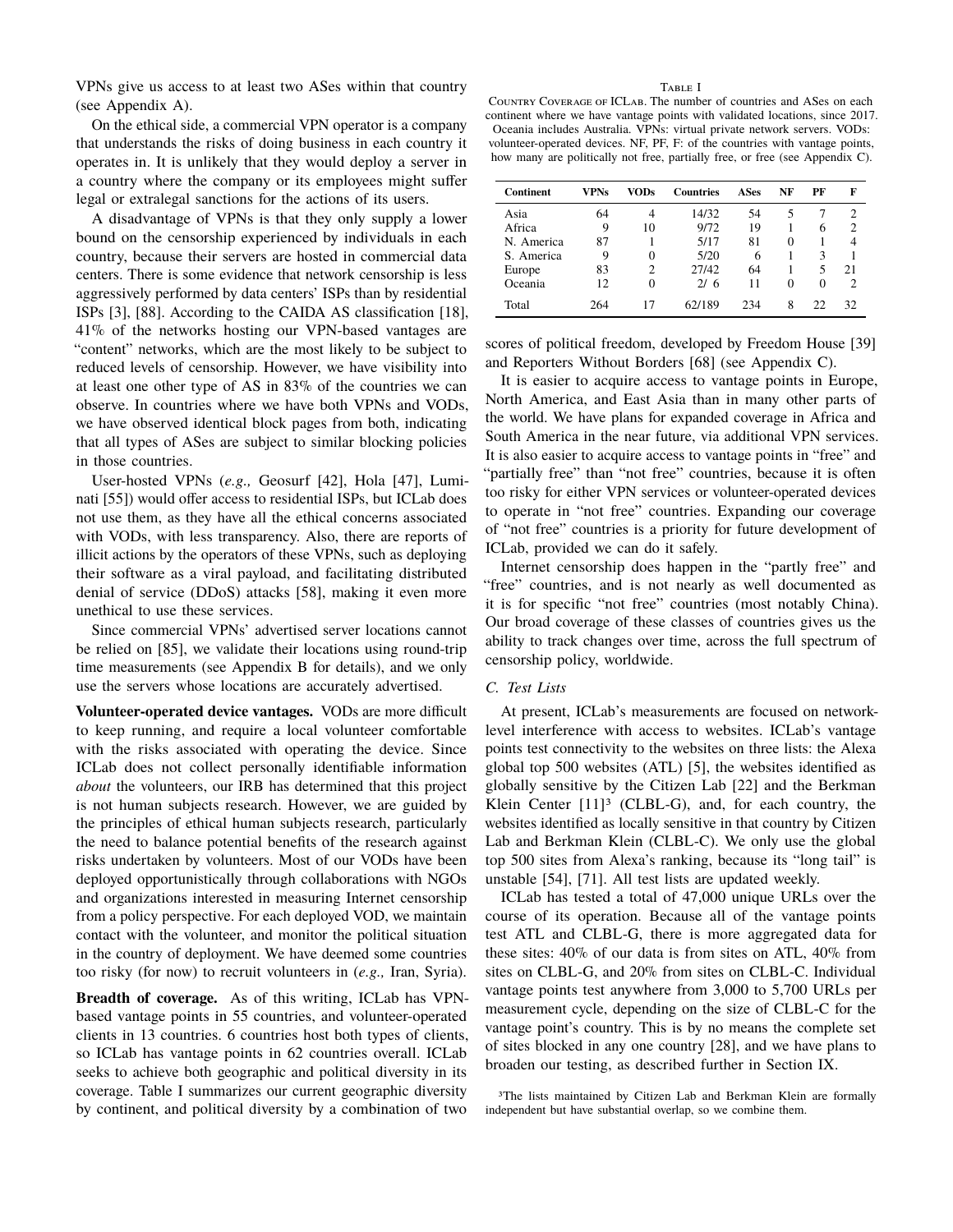VPNs give us access to at least two ASes within that country (see Appendix A).

On the ethical side, a commercial VPN operator is a company that understands the risks of doing business in each country it operates in. It is unlikely that they would deploy a server in a country where the company or its employees might suffer legal or extralegal sanctions for the actions of its users.

A disadvantage of VPNs is that they only supply a lower bound on the censorship experienced by individuals in each country, because their servers are hosted in commercial data centers. There is some evidence that network censorship is less aggressively performed by data centers' ISPs than by residential ISPs [3], [88]. According to the CAIDA AS classification [18], 41% of the networks hosting our VPN-based vantages are "content" networks, which are the most likely to be subject to reduced levels of censorship. However, we have visibility into at least one other type of AS in 83% of the countries we can observe. In countries where we have both VPNs and VODs, we have observed identical block pages from both, indicating that all types of ASes are subject to similar blocking policies in those countries.

User-hosted VPNs (*e.g.,* Geosurf [42], Hola [47], Luminati [55]) would offer access to residential ISPs, but ICLab does not use them, as they have all the ethical concerns associated with VODs, with less transparency. Also, there are reports of illicit actions by the operators of these VPNs, such as deploying their software as a viral payload, and facilitating distributed denial of service (DDoS) attacks [58], making it even more unethical to use these services.

Since commercial VPNs' advertised server locations cannot be relied on [85], we validate their locations using round-trip time measurements (see Appendix B for details), and we only use the servers whose locations are accurately advertised.

**Volunteer-operated device vantages.** VODs are more difficult to keep running, and require a local volunteer comfortable with the risks associated with operating the device. Since ICLab does not collect personally identifiable information *about* the volunteers, our IRB has determined that this project is not human subjects research. However, we are guided by the principles of ethical human subjects research, particularly the need to balance potential benefits of the research against risks undertaken by volunteers. Most of our VODs have been deployed opportunistically through collaborations with NGOs and organizations interested in measuring Internet censorship from a policy perspective. For each deployed VOD, we maintain contact with the volunteer, and monitor the political situation in the country of deployment. We have deemed some countries too risky (for now) to recruit volunteers in (*e.g.,* Iran, Syria).

**Breadth of coverage.** As of this writing, ICLab has VPN-based vantage points in 55 countries, and volunteer-operated clients in 13 countries. 6 countries host both types of clients, so ICLab has vantage points in 62 countries overall. ICLab seeks to achieve both geographic and political diversity in its coverage. Table I summarizes our current geographic diversity by continent, and political diversity by a combination of two scores of political freedom, developed by Freedom House [39] and Reporters Without Borders [68] (see Appendix C).

TABLE I

COUNTRY COVERAGE OF ICLAB. The number of countries and ASes on each continent where we have vantage points with validated locations, since 2017. Oceania includes Australia. VPNs: virtual private network servers. VODs: volunteer-operated devices. NF, PF, F: of the countries with vantage points, how many are politically not free, partially free, or free (see Appendix C).

| Continent | VPNs | VODs | Countries | ASes | NF | PF | F |
|---|---|---|---|---|---|---|---|
| Asia | 64 | 4 | 14/32 | 54 | 5 | 7 | 2 |
| Africa | 9 | 10 | 9/72 | 19 | 1 | 6 | 2 |
| N. America | 87 | 1 | 5/17 | 81 | 0 | 1 | 4 |
| S. America | 9 | 0 | 5/20 | 6 | 1 | 3 | 1 |
| Europe | 83 | 2 | 27/42 | 64 | 1 | 5 | 21 |
| Oceania | 12 | 0 | 2/ 6 | 11 | 0 | 0 | 2 |
| Total | 264 | 17 | 62/189 | 234 | 8 | 22 | 32 |

It is easier to acquire access to vantage points in Europe, North America, and East Asia than in many other parts of the world. We have plans for expanded coverage in Africa and South America in the near future, via additional VPN services. It is also easier to acquire access to vantage points in "free" and "partially free" than "not free" countries, because it is often too risky for either VPN services or volunteer-operated devices to operate in "not free" countries. Expanding our coverage of "not free" countries is a priority for future development of ICLab, provided we can do it safely.

Internet censorship does happen in the "partly free" and "free" countries, and is not nearly as well documented as it is for specific "not free" countries (most notably China). Our broad coverage of these classes of countries gives us the ability to track changes over time, across the full spectrum of censorship policy, worldwide.

### C. Test Lists

At present, ICLab's measurements are focused on network-level interference with access to websites. ICLab's vantage points test connectivity to the websites on three lists: the Alexa global top 500 websites (ATL) [5], the websites identified as globally sensitive by the Citizen Lab [22] and the Berkman Klein Center [11][3] (CLBL-G), and, for each country, the websites identified as locally sensitive in that country by Citizen Lab and Berkman Klein (CLBL-C). We only use the global top 500 sites from Alexa's ranking, because its "long tail" is unstable [54], [71]. All test lists are updated weekly.

ICLab has tested a total of 47,000 unique URLs over the course of its operation. Because all of the vantage points test ATL and CLBL-G, there is more aggregated data for these sites: 40% of our data is from sites on ATL, 40% from sites on CLBL-G, and 20% from sites on CLBL-C. Individual vantage points test anywhere from 3,000 to 5,700 URLs per measurement cycle, depending on the size of CLBL-C for the vantage point's country. This is by no means the complete set of sites blocked in any one country [28], and we have plans to broaden our testing, as described further in Section IX.

[3]The lists maintained by Citizen Lab and Berkman Klein are formally independent but have substantial overlap, so we combine them.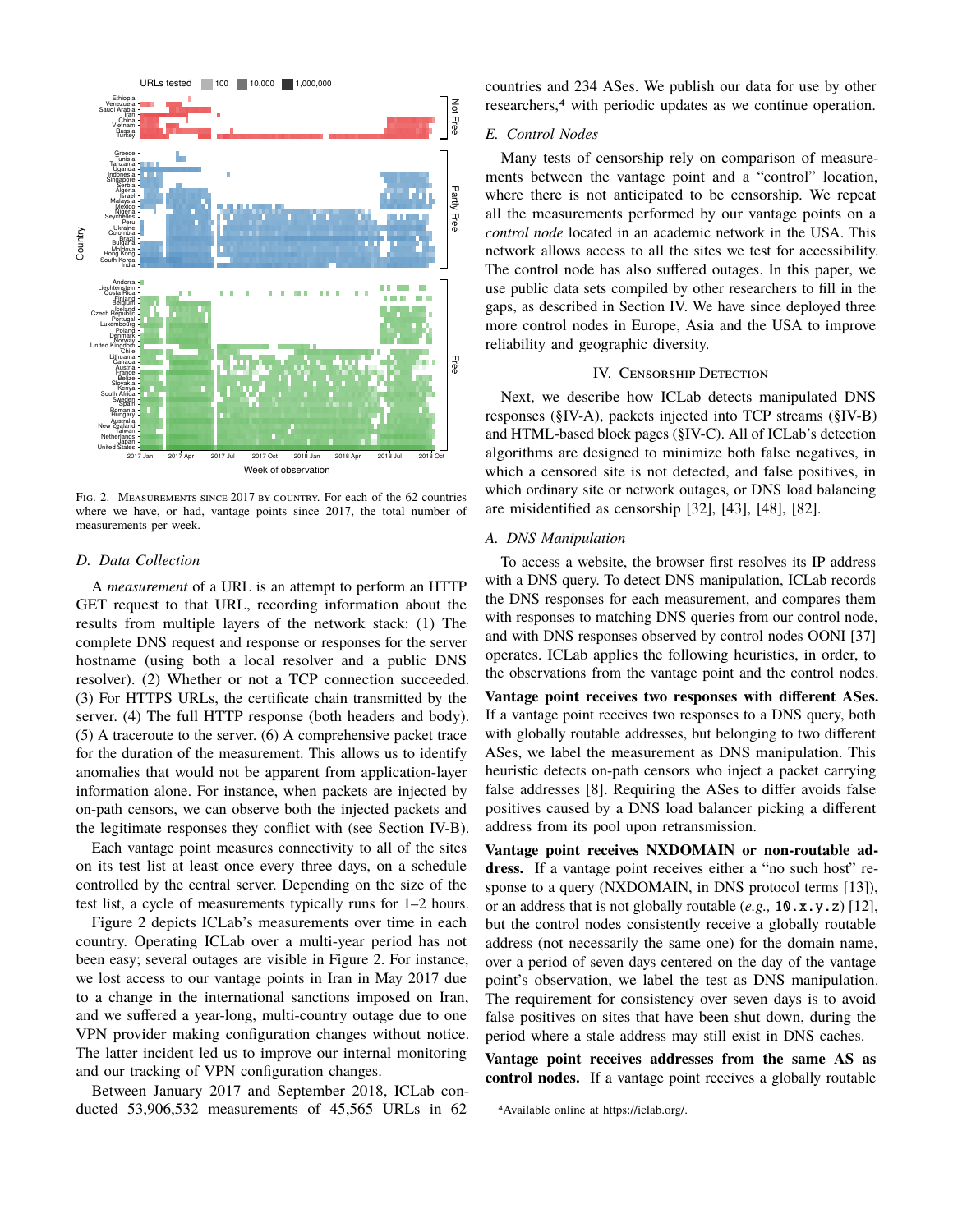FIG. 2. MEASUREMENTS SINCE 2017 BY COUNTRY. For each of the 62 countries where we have, or had, vantage points since 2017, the total number of measurements per week.

### D. Data Collection

A *measurement* of a URL is an attempt to perform an HTTP GET request to that URL, recording information about the results from multiple layers of the network stack: (1) The complete DNS request and response or responses for the server hostname (using both a local resolver and a public DNS resolver). (2) Whether or not a TCP connection succeeded. (3) For HTTPS URLs, the certificate chain transmitted by the server. (4) The full HTTP response (both headers and body). (5) A traceroute to the server. (6) A comprehensive packet trace for the duration of the measurement. This allows us to identify anomalies that would not be apparent from application-layer information alone. For instance, when packets are injected by on-path censors, we can observe both the injected packets and the legitimate responses they conflict with (see Section IV-B).

Each vantage point measures connectivity to all of the sites on its test list at least once every three days, on a schedule controlled by the central server. Depending on the size of the test list, a cycle of measurements typically runs for 1–2 hours.

Figure 2 depicts ICLab's measurements over time in each country. Operating ICLab over a multi-year period has not been easy; several outages are visible in Figure 2. For instance, we lost access to our vantage points in Iran in May 2017 due to a change in the international sanctions imposed on Iran, and we suffered a year-long, multi-country outage due to one VPN provider making configuration changes without notice. The latter incident led us to improve our internal monitoring and our tracking of VPN configuration changes.

Between January 2017 and September 2018, ICLab conducted 53,906,532 measurements of 45,565 URLs in 62 countries and 234 ASes. We publish our data for use by other researchers,[4] with periodic updates as we continue operation.

### E. Control Nodes

Many tests of censorship rely on comparison of measurements between the vantage point and a "control" location, where there is not anticipated to be censorship. We repeat all the measurements performed by our vantage points on a *control node* located in an academic network in the USA. This network allows access to all the sites we test for accessibility. The control node has also suffered outages. In this paper, we use public data sets compiled by other researchers to fill in the gaps, as described in Section IV. We have since deployed three more control nodes in Europe, Asia and the USA to improve reliability and geographic diversity.

## IV. CENSORSHIP DETECTION

Next, we describe how ICLab detects manipulated DNS responses (§IV-A), packets injected into TCP streams (§IV-B) and HTML-based block pages (§IV-C). All of ICLab's detection algorithms are designed to minimize both false negatives, in which a censored site is not detected, and false positives, in which ordinary site or network outages, or DNS load balancing are misidentified as censorship [32], [43], [48], [82].

### A. DNS Manipulation

To access a website, the browser first resolves its IP address with a DNS query. To detect DNS manipulation, ICLab records the DNS responses for each measurement, and compares them with responses to matching DNS queries from our control node, and with DNS responses observed by control nodes OONI [37] operates. ICLab applies the following heuristics, in order, to the observations from the vantage point and the control nodes.

**Vantage point receives two responses with different ASes.** If a vantage point receives two responses to a DNS query, both with globally routable addresses, but belonging to two different ASes, we label the measurement as DNS manipulation. This heuristic detects on-path censors who inject a packet carrying false addresses [8]. Requiring the ASes to differ avoids false positives caused by a DNS load balancer picking a different address from its pool upon retransmission.

**Vantage point receives NXDOMAIN or non-routable address.** If a vantage point receives either a "no such host" response to a query (NXDOMAIN, in DNS protocol terms [13]), or an address that is not globally routable (*e.g.,* `10.x.y.z`) [12], but the control nodes consistently receive a globally routable address (not necessarily the same one) for the domain name, over a period of seven days centered on the day of the vantage point's observation, we label the test as DNS manipulation. The requirement for consistency over seven days is to avoid false positives on sites that have been shut down, during the period where a stale address may still exist in DNS caches.

**Vantage point receives addresses from the same AS as control nodes.** If a vantage point receives a globally routable

[4] Available online at https://iclab.org/.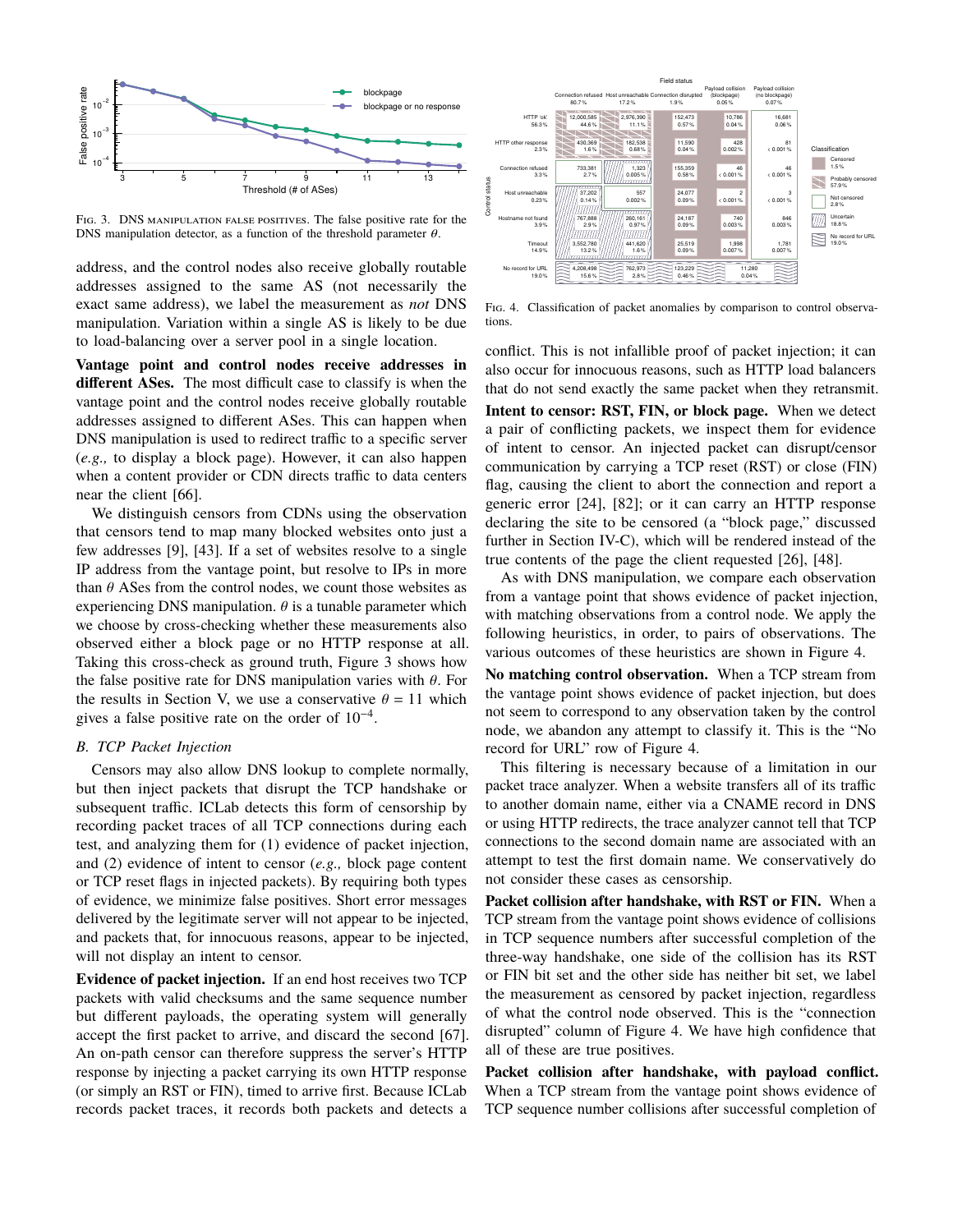Fig. 3. DNS manipulation false positives. The false positive rate for the DNS manipulation detector, as a function of the threshold parameter $\theta$.

address, and the control nodes also receive globally routable addresses assigned to the same AS (not necessarily the exact same address), we label the measurement as *not* DNS manipulation. Variation within a single AS is likely to be due to load-balancing over a server pool in a single location.

**Vantage point and control nodes receive addresses in different ASes.** The most difficult case to classify is when the vantage point and the control nodes receive globally routable addresses assigned to different ASes. This can happen when DNS manipulation is used to redirect traffic to a specific server (*e.g.,* to display a block page). However, it can also happen when a content provider or CDN directs traffic to data centers near the client [66].

We distinguish censors from CDNs using the observation that censors tend to map many blocked websites onto just a few addresses [9], [43]. If a set of websites resolve to a single IP address from the vantage point, but resolve to IPs in more than $\theta$ ASes from the control nodes, we count those websites as experiencing DNS manipulation. $\theta$ is a tunable parameter which we choose by cross-checking whether these measurements also observed either a block page or no HTTP response at all. Taking this cross-check as ground truth, Figure 3 shows how the false positive rate for DNS manipulation varies with $\theta$. For the results in Section V, we use a conservative $\theta = 11$ which gives a false positive rate on the order of $10^{-4}$.

### B. TCP Packet Injection

Censors may also allow DNS lookup to complete normally, but then inject packets that disrupt the TCP handshake or subsequent traffic. ICLab detects this form of censorship by recording packet traces of all TCP connections during each test, and analyzing them for (1) evidence of packet injection, and (2) evidence of intent to censor (*e.g.,* block page content or TCP reset flags in injected packets). By requiring both types of evidence, we minimize false positives. Short error messages delivered by the legitimate server will not appear to be injected, and packets that, for innocuous reasons, appear to be injected, will not display an intent to censor.

**Evidence of packet injection.** If an end host receives two TCP packets with valid checksums and the same sequence number but different payloads, the operating system will generally accept the first packet to arrive, and discard the second [67]. An on-path censor can therefore suppress the server's HTTP response by injecting a packet carrying its own HTTP response (or simply an RST or FIN), timed to arrive first. Because ICLab records packet traces, it records both packets and detects a conflict. This is not infallible proof of packet injection; it can also occur for innocuous reasons, such as HTTP load balancers that do not send exactly the same packet when they retransmit.

**Intent to censor: RST, FIN, or block page.** When we detect a pair of conflicting packets, we inspect them for evidence of intent to censor. An injected packet can disrupt/censor communication by carrying a TCP reset (RST) or close (FIN) flag, causing the client to abort the connection and report a generic error [24], [82]; or it can carry an HTTP response declaring the site to be censored (a "block page," discussed further in Section IV-C), which will be rendered instead of the true contents of the page the client requested [26], [48].

As with DNS manipulation, we compare each observation from a vantage point that shows evidence of packet injection, with matching observations from a control node. We apply the following heuristics, in order, to pairs of observations. The various outcomes of these heuristics are shown in Figure 4.

**No matching control observation.** When a TCP stream from the vantage point shows evidence of packet injection, but does not seem to correspond to any observation taken by the control node, we abandon any attempt to classify it. This is the "No record for URL" row of Figure 4.

This filtering is necessary because of a limitation in our packet trace analyzer. When a website transfers all of its traffic to another domain name, either via a CNAME record in DNS or using HTTP redirects, the trace analyzer cannot tell that TCP connections to the second domain name are associated with an attempt to test the first domain name. We conservatively do not consider these cases as censorship.

**Packet collision after handshake, with RST or FIN.** When a TCP stream from the vantage point shows evidence of collisions in TCP sequence numbers after successful completion of the three-way handshake, one side of the collision has its RST or FIN bit set and the other side has neither bit set, we label the measurement as censored by packet injection, regardless of what the control node observed. This is the "connection disrupted" column of Figure 4. We have high confidence that all of these are true positives.

**Packet collision after handshake, with payload conflict.** When a TCP stream from the vantage point shows evidence of TCP sequence number collisions after successful completion of

Fig. 4. Classification of packet anomalies by comparison to control observations.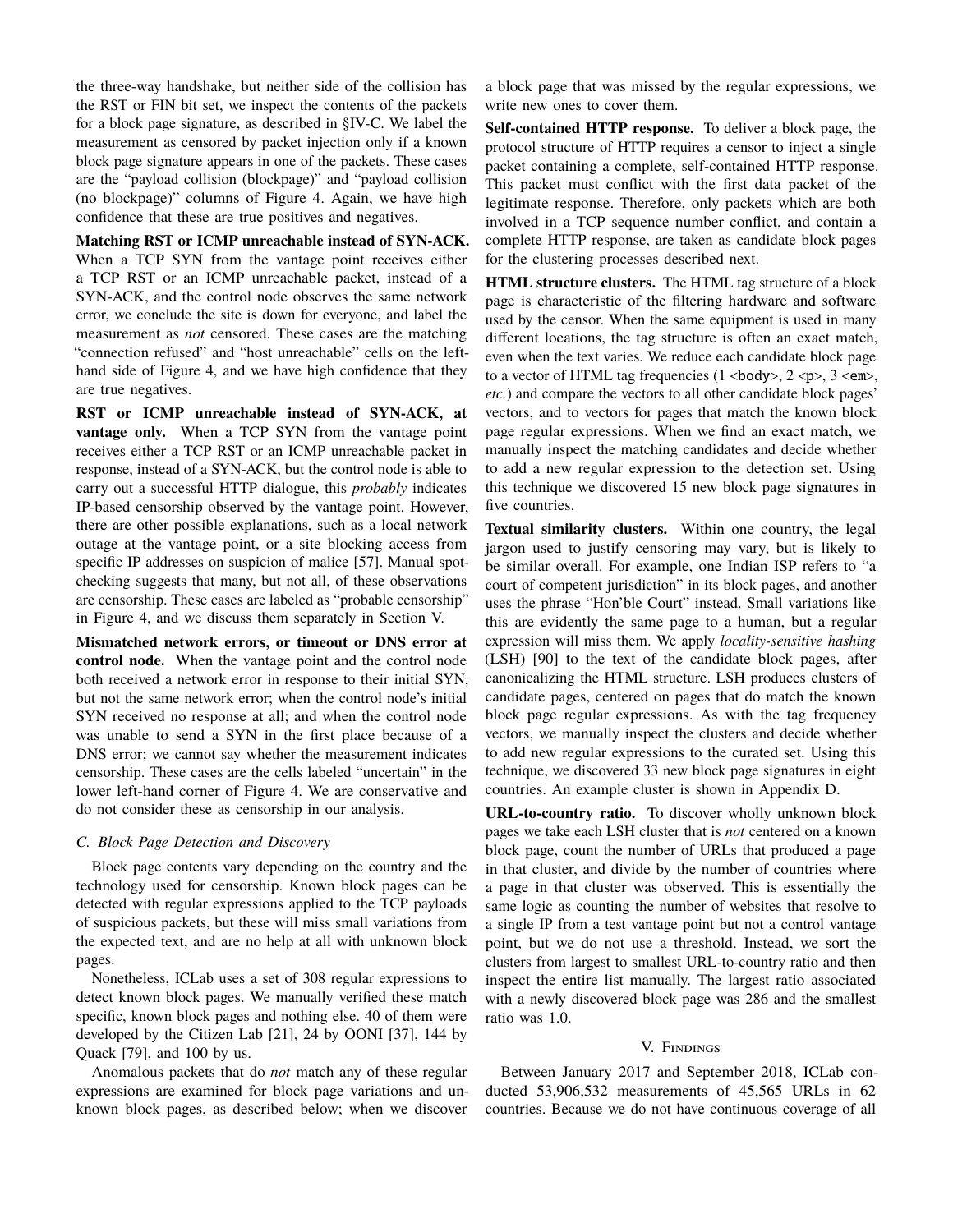the three-way handshake, but neither side of the collision has the RST or FIN bit set, we inspect the contents of the packets for a block page signature, as described in §IV-C. We label the measurement as censored by packet injection only if a known block page signature appears in one of the packets. These cases are the "payload collision (blockpage)" and "payload collision (no blockpage)" columns of Figure 4. Again, we have high confidence that these are true positives and negatives.

**Matching RST or ICMP unreachable instead of SYN-ACK.** When a TCP SYN from the vantage point receives either a TCP RST or an ICMP unreachable packet, instead of a SYN-ACK, and the control node observes the same network error, we conclude the site is down for everyone, and label the measurement as *not* censored. These cases are the matching "connection refused" and "host unreachable" cells on the left-hand side of Figure 4, and we have high confidence that they are true negatives.

**RST or ICMP unreachable instead of SYN-ACK, at vantage only.** When a TCP SYN from the vantage point receives either a TCP RST or an ICMP unreachable packet in response, instead of a SYN-ACK, but the control node is able to carry out a successful HTTP dialogue, this *probably* indicates IP-based censorship observed by the vantage point. However, there are other possible explanations, such as a local network outage at the vantage point, or a site blocking access from specific IP addresses on suspicion of malice [57]. Manual spot-checking suggests that many, but not all, of these observations are censorship. These cases are labeled as "probable censorship" in Figure 4, and we discuss them separately in Section V.

**Mismatched network errors, or timeout or DNS error at control node.** When the vantage point and the control node both received a network error in response to their initial SYN, but not the same network error; when the control node's initial SYN received no response at all; and when the control node was unable to send a SYN in the first place because of a DNS error; we cannot say whether the measurement indicates censorship. These cases are the cells labeled "uncertain" in the lower left-hand corner of Figure 4. We are conservative and do not consider these as censorship in our analysis.

### C. Block Page Detection and Discovery

Block page contents vary depending on the country and the technology used for censorship. Known block pages can be detected with regular expressions applied to the TCP payloads of suspicious packets, but these will miss small variations from the expected text, and are no help at all with unknown block pages.

Nonetheless, ICLab uses a set of 308 regular expressions to detect known block pages. We manually verified these match specific, known block pages and nothing else. 40 of them were developed by the Citizen Lab [21], 24 by OONI [37], 144 by Quack [79], and 100 by us.

Anomalous packets that do *not* match any of these regular expressions are examined for block page variations and unknown block pages, as described below; when we discover a block page that was missed by the regular expressions, we write new ones to cover them.

**Self-contained HTTP response.** To deliver a block page, the protocol structure of HTTP requires a censor to inject a single packet containing a complete, self-contained HTTP response. This packet must conflict with the first data packet of the legitimate response. Therefore, only packets which are both involved in a TCP sequence number conflict, and contain a complete HTTP response, are taken as candidate block pages for the clustering processes described next.

**HTML structure clusters.** The HTML tag structure of a block page is characteristic of the filtering hardware and software used by the censor. When the same equipment is used in many different locations, the tag structure is often an exact match, even when the text varies. We reduce each candidate block page to a vector of HTML tag frequencies (1 `<body>`, 2 `<p>`, 3 `<em>`, *etc.*) and compare the vectors to all other candidate block pages' vectors, and to vectors for pages that match the known block page regular expressions. When we find an exact match, we manually inspect the matching candidates and decide whether to add a new regular expression to the detection set. Using this technique we discovered 15 new block page signatures in five countries.

**Textual similarity clusters.** Within one country, the legal jargon used to justify censoring may vary, but is likely to be similar overall. For example, one Indian ISP refers to "a court of competent jurisdiction" in its block pages, and another uses the phrase "Hon'ble Court" instead. Small variations like this are evidently the same page to a human, but a regular expression will miss them. We apply *locality-sensitive hashing* (LSH) [90] to the text of the candidate block pages, after canonicalizing the HTML structure. LSH produces clusters of candidate pages, centered on pages that do match the known block page regular expressions. As with the tag frequency vectors, we manually inspect the clusters and decide whether to add new regular expressions to the curated set. Using this technique, we discovered 33 new block page signatures in eight countries. An example cluster is shown in Appendix D.

**URL-to-country ratio.** To discover wholly unknown block pages we take each LSH cluster that is *not* centered on a known block page, count the number of URLs that produced a page in that cluster, and divide by the number of countries where a page in that cluster was observed. This is essentially the same logic as counting the number of websites that resolve to a single IP from a test vantage point but not a control vantage point, but we do not use a threshold. Instead, we sort the clusters from largest to smallest URL-to-country ratio and then inspect the entire list manually. The largest ratio associated with a newly discovered block page was 286 and the smallest ratio was 1.0.

## V. Findings

Between January 2017 and September 2018, ICLab conducted 53,906,532 measurements of 45,565 URLs in 62 countries. Because we do not have continuous coverage of all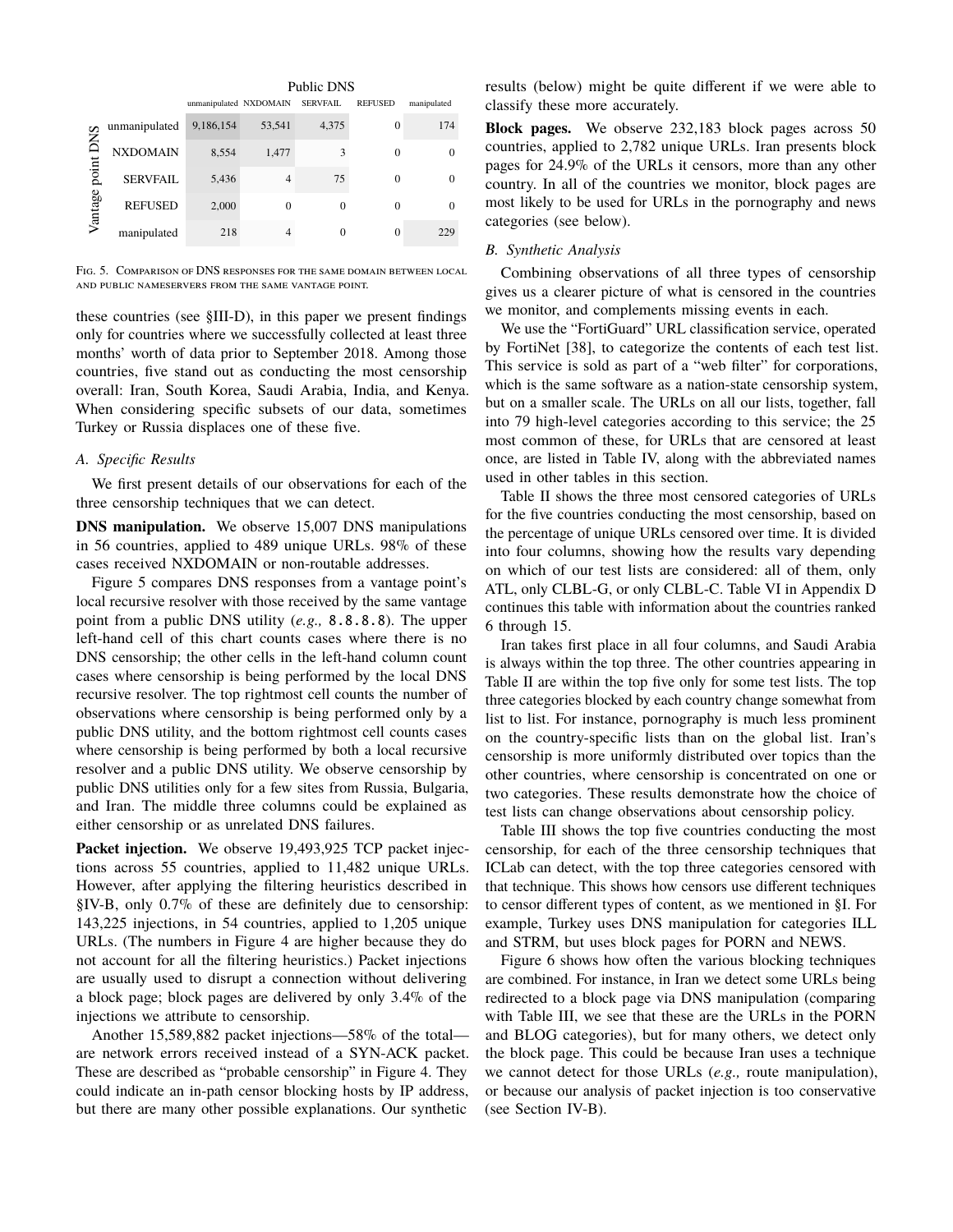| | | Public DNS | | | | |
|---|---|---|---|---|---|---|
| | | unmanipulated | NXDOMAIN | SERVFAIL | REFUSED | manipulated |
| Vantage point DNS | unmanipulated | 9,186,154 | 53,541 | 4,375 | 0 | 174 |
| | NXDOMAIN | 8,554 | 1,477 | 3 | 0 | 0 |
| | SERVFAIL | 5,436 | 4 | 75 | 0 | 0 |
| | REFUSED | 2,000 | 0 | 0 | 0 | 0 |
| | manipulated | 218 | 4 | 0 | 0 | 229 |

Fig. 5. Comparison of DNS responses for the same domain between local and public nameservers from the same vantage point.

these countries (see §III-D), in this paper we present findings only for countries where we successfully collected at least three months' worth of data prior to September 2018. Among those countries, five stand out as conducting the most censorship overall: Iran, South Korea, Saudi Arabia, India, and Kenya. When considering specific subsets of our data, sometimes Turkey or Russia displaces one of these five.

### A. Specific Results

We first present details of our observations for each of the three censorship techniques that we can detect.

**DNS manipulation.** We observe 15,007 DNS manipulations in 56 countries, applied to 489 unique URLs. 98% of these cases received NXDOMAIN or non-routable addresses.

Figure 5 compares DNS responses from a vantage point's local recursive resolver with those received by the same vantage point from a public DNS utility (*e.g.,* 8.8.8.8). The upper left-hand cell of this chart counts cases where there is no DNS censorship; the other cells in the left-hand column count cases where censorship is being performed by the local DNS recursive resolver. The top rightmost cell counts the number of observations where censorship is being performed only by a public DNS utility, and the bottom rightmost cell counts cases where censorship is being performed by both a local recursive resolver and a public DNS utility. We observe censorship by public DNS utilities only for a few sites from Russia, Bulgaria, and Iran. The middle three columns could be explained as either censorship or as unrelated DNS failures.

**Packet injection.** We observe 19,493,925 TCP packet injections across 55 countries, applied to 11,482 unique URLs. However, after applying the filtering heuristics described in §IV-B, only 0.7% of these are definitely due to censorship: 143,225 injections, in 54 countries, applied to 1,205 unique URLs. (The numbers in Figure 4 are higher because they do not account for all the filtering heuristics.) Packet injections are usually used to disrupt a connection without delivering a block page; block pages are delivered by only 3.4% of the injections we attribute to censorship.

Another 15,589,882 packet injections—58% of the total—are network errors received instead of a SYN-ACK packet. These are described as "probable censorship" in Figure 4. They could indicate an in-path censor blocking hosts by IP address, but there are many other possible explanations. Our synthetic results (below) might be quite different if we were able to classify these more accurately.

**Block pages.** We observe 232,183 block pages across 50 countries, applied to 2,782 unique URLs. Iran presents block pages for 24.9% of the URLs it censors, more than any other country. In all of the countries we monitor, block pages are most likely to be used for URLs in the pornography and news categories (see below).

### B. Synthetic Analysis

Combining observations of all three types of censorship gives us a clearer picture of what is censored in the countries we monitor, and complements missing events in each.

We use the "FortiGuard" URL classification service, operated by FortiNet [38], to categorize the contents of each test list. This service is sold as part of a "web filter" for corporations, which is the same software as a nation-state censorship system, but on a smaller scale. The URLs on all our lists, together, fall into 79 high-level categories according to this service; the 25 most common of these, for URLs that are censored at least once, are listed in Table IV, along with the abbreviated names used in other tables in this section.

Table II shows the three most censored categories of URLs for the five countries conducting the most censorship, based on the percentage of unique URLs censored over time. It is divided into four columns, showing how the results vary depending on which of our test lists are considered: all of them, only ATL, only CLBL-G, or only CLBL-C. Table VI in Appendix D continues this table with information about the countries ranked 6 through 15.

Iran takes first place in all four columns, and Saudi Arabia is always within the top three. The other countries appearing in Table II are within the top five only for some test lists. The top three categories blocked by each country change somewhat from list to list. For instance, pornography is much less prominent on the country-specific lists than on the global list. Iran's censorship is more uniformly distributed over topics than the other countries, where censorship is concentrated on one or two categories. These results demonstrate how the choice of test lists can change observations about censorship policy.

Table III shows the top five countries conducting the most censorship, for each of the three censorship techniques that ICLab can detect, with the top three categories censored with that technique. This shows how censors use different techniques to censor different types of content, as we mentioned in §I. For example, Turkey uses DNS manipulation for categories ILL and STRM, but uses block pages for PORN and NEWS.

Figure 6 shows how often the various blocking techniques are combined. For instance, in Iran we detect some URLs being redirected to a block page via DNS manipulation (comparing with Table III, we see that these are the URLs in the PORN and BLOG categories), but for many others, we detect only the block page. This could be because Iran uses a technique we cannot detect for those URLs (*e.g.,* route manipulation), or because our analysis of packet injection is too conservative (see Section IV-B).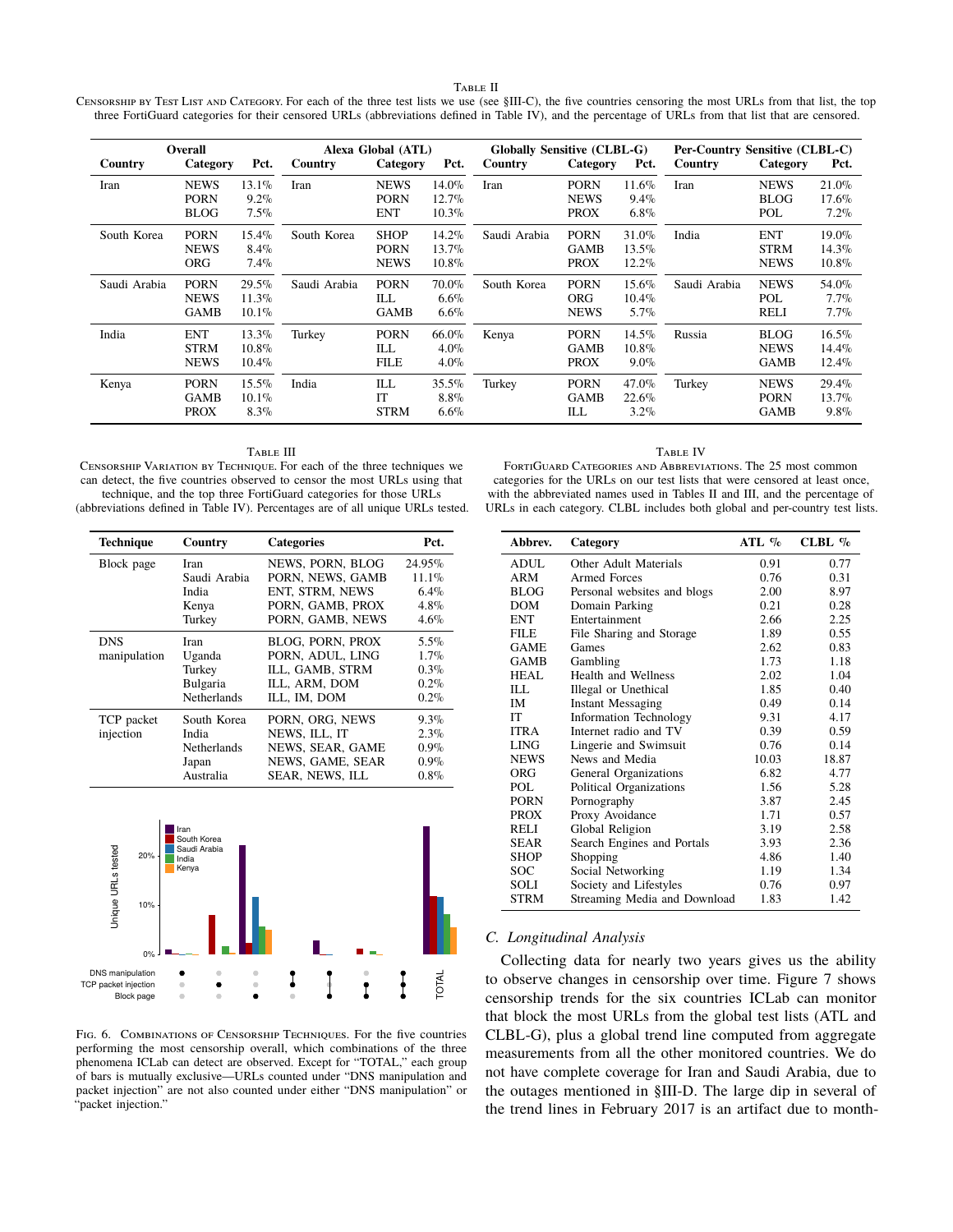Table II

Censorship by Test List and Category. For each of the three test lists we use (see §III-C), the five countries censoring the most URLs from that list, the top three FortiGuard categories for their censored URLs (abbreviations defined in Table IV), and the percentage of URLs from that list that are censored.

| Overall | | | Alexa Global (ATL) | | | Globally Sensitive (CLBL-G) | | | Per-Country Sensitive (CLBL-C) | | |
|---|---|---|---|---|---|---|---|---|---|---|---|
| Country | Category | Pct. | Country | Category | Pct. | Country | Category | Pct. | Country | Category | Pct. |
| Iran | NEWS<br>PORN<br>BLOG | 13.1%<br>9.2%<br>7.5% | Iran | NEWS<br>PORN<br>ENT | 14.0%<br>12.7%<br>10.3% | Iran | PORN<br>NEWS<br>PROX | 11.6%<br>9.4%<br>6.8% | Iran | NEWS<br>BLOG<br>POL | 21.0%<br>17.6%<br>7.2% |
| South Korea | PORN<br>NEWS<br>ORG | 15.4%<br>8.4%<br>7.4% | South Korea | SHOP<br>PORN<br>NEWS | 14.2%<br>13.7%<br>10.8% | Saudi Arabia | PORN<br>GAMB<br>PROX | 31.0%<br>13.5%<br>12.2% | India | ENT<br>STRM<br>NEWS | 19.0%<br>14.3%<br>10.8% |
| Saudi Arabia | PORN<br>NEWS<br>GAMB | 29.5%<br>11.3%<br>10.1% | Saudi Arabia | PORN<br>ILL<br>GAMB | 70.0%<br>6.6%<br>6.6% | South Korea | PORN<br>ORG<br>NEWS | 15.6%<br>10.4%<br>5.7% | Saudi Arabia | NEWS<br>POL<br>RELI | 54.0%<br>7.7%<br>7.7% |
| India | ENT<br>STRM<br>NEWS | 13.3%<br>10.8%<br>10.4% | Turkey | PORN<br>ILL<br>FILE | 66.0%<br>4.0%<br>4.0% | Kenya | PORN<br>GAMB<br>PROX | 14.5%<br>10.8%<br>9.0% | Russia | BLOG<br>NEWS<br>GAMB | 16.5%<br>14.4%<br>12.4% |
| Kenya | PORN<br>GAMB<br>PROX | 15.5%<br>10.1%<br>8.3% | India | ILL<br>IT<br>STRM | 35.5%<br>8.8%<br>6.6% | Turkey | PORN<br>GAMB<br>ILL | 47.0%<br>22.6%<br>3.2% | Turkey | NEWS<br>PORN<br>GAMB | 29.4%<br>13.7%<br>9.8% |

Table III

Censorship Variation by Technique. For each of the three techniques we can detect, the five countries observed to censor the most URLs using that technique, and the top three FortiGuard categories for those URLs (abbreviations defined in Table IV). Percentages are of all unique URLs tested.

| Technique | Country | Categories | Pct. |
|---|---|---|---|
| Block page | Iran<br>Saudi Arabia<br>India<br>Kenya<br>Turkey | NEWS, PORN, BLOG<br>PORN, NEWS, GAMB<br>ENT, STRM, NEWS<br>PORN, GAMB, PROX<br>PORN, GAMB, NEWS | 24.95%<br>11.1%<br>6.4%<br>4.8%<br>4.6% |
| DNS manipulation | Iran<br>Uganda<br>Turkey<br>Bulgaria<br>Netherlands | BLOG, PORN, PROX<br>PORN, ADUL, LING<br>ILL, GAMB, STRM<br>ILL, ARM, DOM<br>ILL, IM, DOM | 5.5%<br>1.7%<br>0.3%<br>0.2%<br>0.2% |
| TCP packet injection | South Korea<br>India<br>Netherlands<br>Japan<br>Australia | PORN, ORG, NEWS<br>NEWS, ILL, IT<br>NEWS, SEAR, GAME<br>NEWS, GAME, SEAR<br>SEAR, NEWS, ILL | 9.3%<br>2.3%<br>0.9%<br>0.9%<br>0.8% |

Fig. 6. Combinations of Censorship Techniques. For the five countries performing the most censorship overall, which combinations of the three phenomena ICLab can detect are observed. Except for "TOTAL," each group of bars is mutually exclusive—URLs counted under "DNS manipulation and packet injection" are not also counted under either "DNS manipulation" or "packet injection."

Table IV

FortiGuard Categories and Abbreviations. The 25 most common categories for the URLs on our test lists that were censored at least once, with the abbreviated names used in Tables II and III, and the percentage of URLs in each category. CLBL includes both global and per-country test lists.

| Abbrev. | Category | ATL % | CLBL % |
|---|---|---|---|
| ADUL | Other Adult Materials | 0.91 | 0.77 |
| ARM | Armed Forces | 0.76 | 0.31 |
| BLOG | Personal websites and blogs | 2.00 | 8.97 |
| DOM | Domain Parking | 0.21 | 0.28 |
| ENT | Entertainment | 2.66 | 2.25 |
| FILE | File Sharing and Storage | 1.89 | 0.55 |
| GAME | Games | 2.62 | 0.83 |
| GAMB | Gambling | 1.73 | 1.18 |
| HEAL | Health and Wellness | 2.02 | 1.04 |
| ILL | Illegal or Unethical | 1.85 | 0.40 |
| IM | Instant Messaging | 0.49 | 0.14 |
| IT | Information Technology | 9.31 | 4.17 |
| ITRA | Internet radio and TV | 0.39 | 0.59 |
| LING | Lingerie and Swimsuit | 0.76 | 0.14 |
| NEWS | News and Media | 10.03 | 18.87 |
| ORG | General Organizations | 6.82 | 4.77 |
| POL | Political Organizations | 1.56 | 5.28 |
| PORN | Pornography | 3.87 | 2.45 |
| PROX | Proxy Avoidance | 1.71 | 0.57 |
| RELI | Global Religion | 3.19 | 2.58 |
| SEAR | Search Engines and Portals | 3.93 | 2.36 |
| SHOP | Shopping | 4.86 | 1.40 |
| SOC | Social Networking | 1.19 | 1.34 |
| SOLI | Society and Lifestyles | 0.76 | 0.97 |
| STRM | Streaming Media and Download | 1.83 | 1.42 |

### C. Longitudinal Analysis

Collecting data for nearly two years gives us the ability to observe changes in censorship over time. Figure 7 shows censorship trends for the six countries ICLab can monitor that block the most URLs from the global test lists (ATL and CLBL-G), plus a global trend line computed from aggregate measurements from all the other monitored countries. We do not have complete coverage for Iran and Saudi Arabia, due to the outages mentioned in §III-D. The large dip in several of the trend lines in February 2017 is an artifact due to month-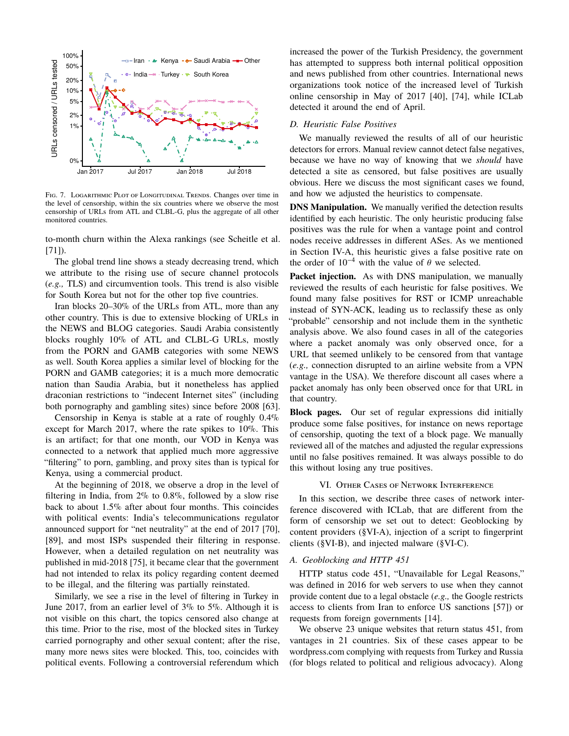Fig. 7. Logarithmic Plot of Longitudinal Trends. Changes over time in the level of censorship, within the six countries where we observe the most censorship of URLs from ATL and CLBL-G, plus the aggregate of all other monitored countries.

to-month churn within the Alexa rankings (see Scheitle et al. [71]).

The global trend line shows a steady decreasing trend, which we attribute to the rising use of secure channel protocols (*e.g.,* TLS) and circumvention tools. This trend is also visible for South Korea but not for the other top five countries.

Iran blocks 20–30% of the URLs from ATL, more than any other country. This is due to extensive blocking of URLs in the NEWS and BLOG categories. Saudi Arabia consistently blocks roughly 10% of ATL and CLBL-G URLs, mostly from the PORN and GAMB categories with some NEWS as well. South Korea applies a similar level of blocking for the PORN and GAMB categories; it is a much more democratic nation than Saudia Arabia, but it nonetheless has applied draconian restrictions to "indecent Internet sites" (including both pornography and gambling sites) since before 2008 [63].

Censorship in Kenya is stable at a rate of roughly 0.4% except for March 2017, where the rate spikes to 10%. This is an artifact; for that one month, our VOD in Kenya was connected to a network that applied much more aggressive "filtering" to porn, gambling, and proxy sites than is typical for Kenya, using a commercial product.

At the beginning of 2018, we observe a drop in the level of filtering in India, from 2% to 0.8%, followed by a slow rise back to about 1.5% after about four months. This coincides with political events: India's telecommunications regulator announced support for "net neutrality" at the end of 2017 [70], [89], and most ISPs suspended their filtering in response. However, when a detailed regulation on net neutrality was published in mid-2018 [75], it became clear that the government had not intended to relax its policy regarding content deemed to be illegal, and the filtering was partially reinstated.

Similarly, we see a rise in the level of filtering in Turkey in June 2017, from an earlier level of 3% to 5%. Although it is not visible on this chart, the topics censored also change at this time. Prior to the rise, most of the blocked sites in Turkey carried pornography and other sexual content; after the rise, many more news sites were blocked. This, too, coincides with political events. Following a controversial referendum which increased the power of the Turkish Presidency, the government has attempted to suppress both internal political opposition and news published from other countries. International news organizations took notice of the increased level of Turkish online censorship in May of 2017 [40], [74], while ICLab detected it around the end of April.

### D. Heuristic False Positives

We manually reviewed the results of all of our heuristic detectors for errors. Manual review cannot detect false negatives, because we have no way of knowing that we *should* have detected a site as censored, but false positives are usually obvious. Here we discuss the most significant cases we found, and how we adjusted the heuristics to compensate.

**DNS Manipulation.** We manually verified the detection results identified by each heuristic. The only heuristic producing false positives was the rule for when a vantage point and control nodes receive addresses in different ASes. As we mentioned in Section IV-A, this heuristic gives a false positive rate on the order of $10^{-4}$ with the value of $\theta$ we selected.

**Packet injection.** As with DNS manipulation, we manually reviewed the results of each heuristic for false positives. We found many false positives for RST or ICMP unreachable instead of SYN-ACK, leading us to reclassify these as only "probable" censorship and not include them in the synthetic analysis above. We also found cases in all of the categories where a packet anomaly was only observed once, for a URL that seemed unlikely to be censored from that vantage (*e.g.,* connection disrupted to an airline website from a VPN vantage in the USA). We therefore discount all cases where a packet anomaly has only been observed once for that URL in that country.

**Block pages.** Our set of regular expressions did initially produce some false positives, for instance on news reportage of censorship, quoting the text of a block page. We manually reviewed all of the matches and adjusted the regular expressions until no false positives remained. It was always possible to do this without losing any true positives.

## VI. Other Cases of Network Interference

In this section, we describe three cases of network interference discovered with ICLab, that are different from the form of censorship we set out to detect: Geoblocking by content providers (§VI-A), injection of a script to fingerprint clients (§VI-B), and injected malware (§VI-C).

### A. Geoblocking and HTTP 451

HTTP status code 451, "Unavailable for Legal Reasons," was defined in 2016 for web servers to use when they cannot provide content due to a legal obstacle (*e.g.,* the Google restricts access to clients from Iran to enforce US sanctions [57]) or requests from foreign governments [14].

We observe 23 unique websites that return status 451, from vantages in 21 countries. Six of these cases appear to be wordpress.com complying with requests from Turkey and Russia (for blogs related to political and religious advocacy). Along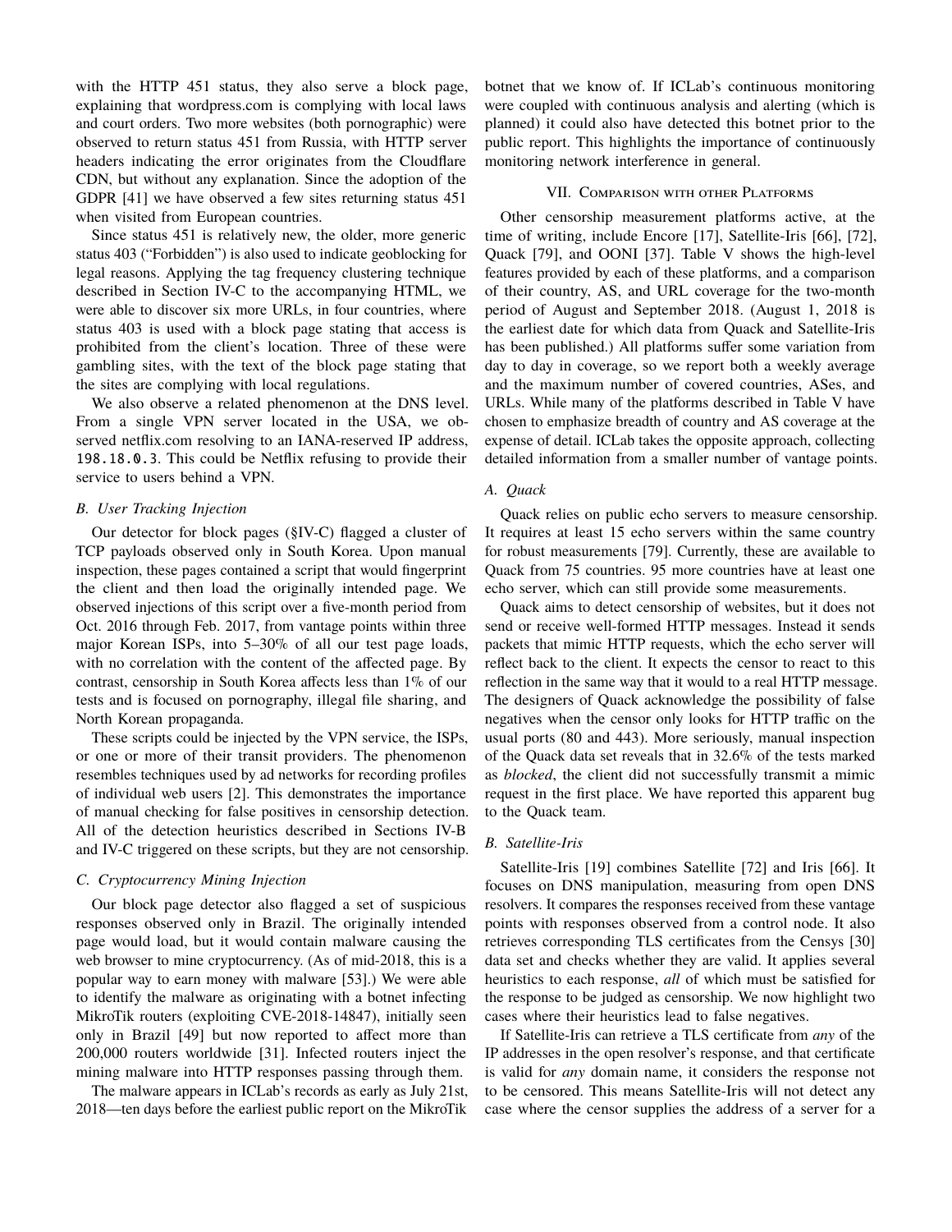with the HTTP 451 status, they also serve a block page, explaining that wordpress.com is complying with local laws and court orders. Two more websites (both pornographic) were observed to return status 451 from Russia, with HTTP server headers indicating the error originates from the Cloudflare CDN, but without any explanation. Since the adoption of the GDPR [41] we have observed a few sites returning status 451 when visited from European countries.

Since status 451 is relatively new, the older, more generic status 403 ("Forbidden") is also used to indicate geoblocking for legal reasons. Applying the tag frequency clustering technique described in Section IV-C to the accompanying HTML, we were able to discover six more URLs, in four countries, where status 403 is used with a block page stating that access is prohibited from the client's location. Three of these were gambling sites, with the text of the block page stating that the sites are complying with local regulations.

We also observe a related phenomenon at the DNS level. From a single VPN server located in the USA, we observed netflix.com resolving to an IANA-reserved IP address, `198.18.0.3`. This could be Netflix refusing to provide their service to users behind a VPN.

### B. User Tracking Injection

Our detector for block pages (§IV-C) flagged a cluster of TCP payloads observed only in South Korea. Upon manual inspection, these pages contained a script that would fingerprint the client and then load the originally intended page. We observed injections of this script over a five-month period from Oct. 2016 through Feb. 2017, from vantage points within three major Korean ISPs, into 5–30% of all our test page loads, with no correlation with the content of the affected page. By contrast, censorship in South Korea affects less than 1% of our tests and is focused on pornography, illegal file sharing, and North Korean propaganda.

These scripts could be injected by the VPN service, the ISPs, or one or more of their transit providers. The phenomenon resembles techniques used by ad networks for recording profiles of individual web users [2]. This demonstrates the importance of manual checking for false positives in censorship detection. All of the detection heuristics described in Sections IV-B and IV-C triggered on these scripts, but they are not censorship.

### C. Cryptocurrency Mining Injection

Our block page detector also flagged a set of suspicious responses observed only in Brazil. The originally intended page would load, but it would contain malware causing the web browser to mine cryptocurrency. (As of mid-2018, this is a popular way to earn money with malware [53].) We were able to identify the malware as originating with a botnet infecting MikroTik routers (exploiting CVE-2018-14847), initially seen only in Brazil [49] but now reported to affect more than 200,000 routers worldwide [31]. Infected routers inject the mining malware into HTTP responses passing through them.

The malware appears in ICLab's records as early as July 21st, 2018—ten days before the earliest public report on the MikroTik botnet that we know of. If ICLab's continuous monitoring were coupled with continuous analysis and alerting (which is planned) it could also have detected this botnet prior to the public report. This highlights the importance of continuously monitoring network interference in general.

## VII. Comparison with other Platforms

Other censorship measurement platforms active, at the time of writing, include Encore [17], Satellite-Iris [66], [72], Quack [79], and OONI [37]. Table V shows the high-level features provided by each of these platforms, and a comparison of their country, AS, and URL coverage for the two-month period of August and September 2018. (August 1, 2018 is the earliest date for which data from Quack and Satellite-Iris has been published.) All platforms suffer some variation from day to day in coverage, so we report both a weekly average and the maximum number of covered countries, ASes, and URLs. While many of the platforms described in Table V have chosen to emphasize breadth of country and AS coverage at the expense of detail. ICLab takes the opposite approach, collecting detailed information from a smaller number of vantage points.

### A. Quack

Quack relies on public echo servers to measure censorship. It requires at least 15 echo servers within the same country for robust measurements [79]. Currently, these are available to Quack from 75 countries. 95 more countries have at least one echo server, which can still provide some measurements.

Quack aims to detect censorship of websites, but it does not send or receive well-formed HTTP messages. Instead it sends packets that mimic HTTP requests, which the echo server will reflect back to the client. It expects the censor to react to this reflection in the same way that it would to a real HTTP message. The designers of Quack acknowledge the possibility of false negatives when the censor only looks for HTTP traffic on the usual ports (80 and 443). More seriously, manual inspection of the Quack data set reveals that in 32.6% of the tests marked as *blocked*, the client did not successfully transmit a mimic request in the first place. We have reported this apparent bug to the Quack team.

### B. Satellite-Iris

Satellite-Iris [19] combines Satellite [72] and Iris [66]. It focuses on DNS manipulation, measuring from open DNS resolvers. It compares the responses received from these vantage points with responses observed from a control node. It also retrieves corresponding TLS certificates from the Censys [30] data set and checks whether they are valid. It applies several heuristics to each response, *all* of which must be satisfied for the response to be judged as censorship. We now highlight two cases where their heuristics lead to false negatives.

If Satellite-Iris can retrieve a TLS certificate from *any* of the IP addresses in the open resolver's response, and that certificate is valid for *any* domain name, it considers the response not to be censored. This means Satellite-Iris will not detect any case where the censor supplies the address of a server for a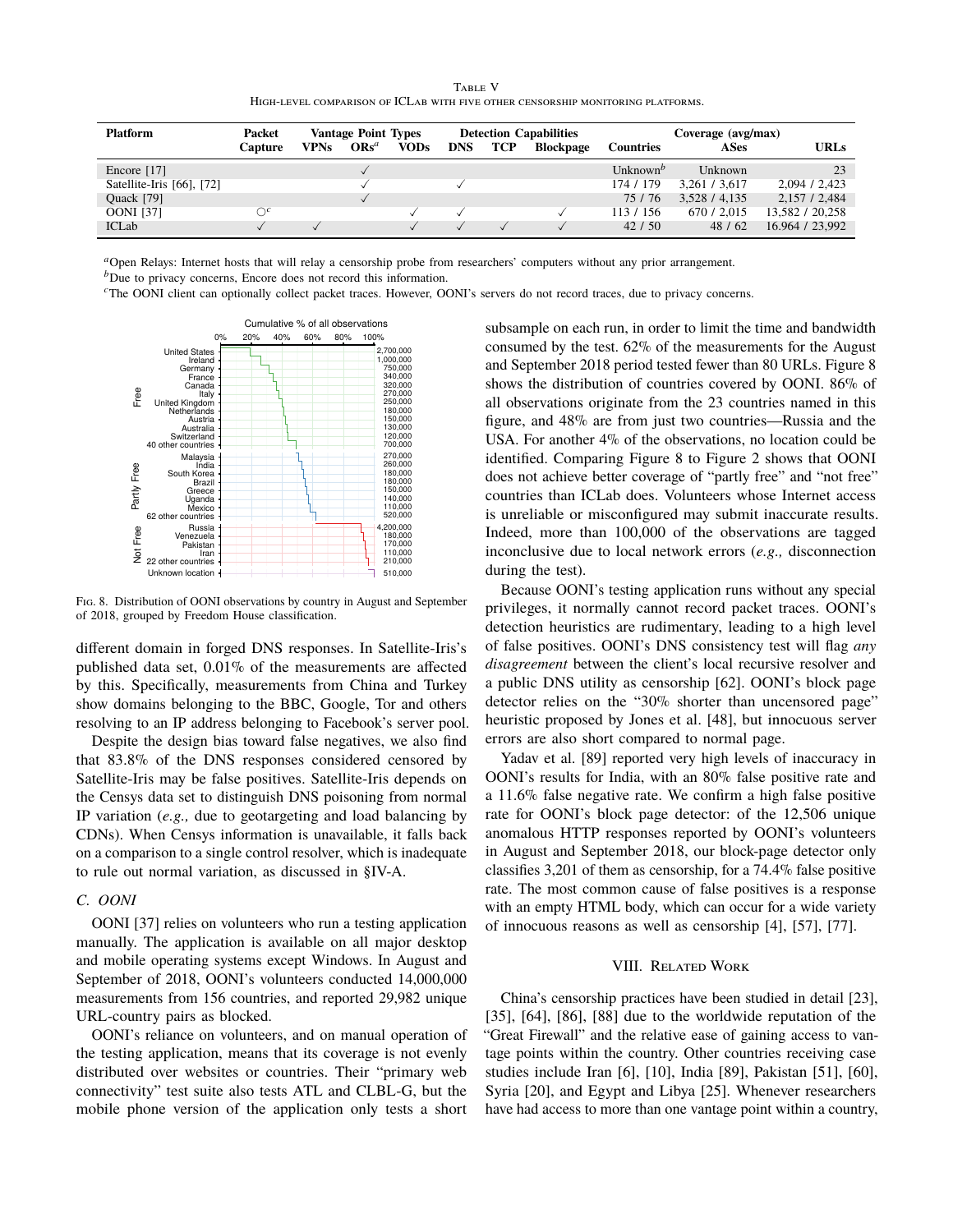TABLE V
HIGH-LEVEL COMPARISON OF ICLAB WITH FIVE OTHER CENSORSHIP MONITORING PLATFORMS.

| Platform | Packet Capture | Vantage Point Types | | | Detection Capabilities | | | Coverage (avg/max) | | |
|---|---|---|---|---|---|---|---|---|---|---|
| | | VPNs | ORs[a] | VODs | DNS | TCP | Blockpage | Countries | ASes | URLs |
| Encore [17] | | | ✓ | | | | | Unknown[b] | Unknown | 23 |
| Satellite-Iris [66], [72] | | | ✓ | | ✓ | | | 174 / 179 | 3,261 / 3,617 | 2,094 / 2,423 |
| Quack [79] | | | ✓ | | | | | 75 / 76 | 3,528 / 4,135 | 2,157 / 2,484 |
| OONI [37] | ○[c] | | | ✓ | ✓ | | ✓ | 113 / 156 | 670 / 2,015 | 13,582 / 20,258 |
| ICLab | ✓ | ✓ | | ✓ | ✓ | ✓ | ✓ | 42 / 50 | 48 / 62 | 16.964 / 23,992 |

[a]Open Relays: Internet hosts that will relay a censorship probe from researchers' computers without any prior arrangement.
[b]Due to privacy concerns, Encore does not record this information.
[c]The OONI client can optionally collect packet traces. However, OONI's servers do not record traces, due to privacy concerns.

Fig. 8. Distribution of OONI observations by country in August and September of 2018, grouped by Freedom House classification.

different domain in forged DNS responses. In Satellite-Iris's published data set, 0.01% of the measurements are affected by this. Specifically, measurements from China and Turkey show domains belonging to the BBC, Google, Tor and others resolving to an IP address belonging to Facebook's server pool.

Despite the design bias toward false negatives, we also find that 83.8% of the DNS responses considered censored by Satellite-Iris may be false positives. Satellite-Iris depends on the Censys data set to distinguish DNS poisoning from normal IP variation (*e.g.,* due to geotargeting and load balancing by CDNs). When Censys information is unavailable, it falls back on a comparison to a single control resolver, which is inadequate to rule out normal variation, as discussed in §IV-A.

### C. OONI

OONI [37] relies on volunteers who run a testing application manually. The application is available on all major desktop and mobile operating systems except Windows. In August and September of 2018, OONI's volunteers conducted 14,000,000 measurements from 156 countries, and reported 29,982 unique URL-country pairs as blocked.

OONI's reliance on volunteers, and on manual operation of the testing application, means that its coverage is not evenly distributed over websites or countries. Their "primary web connectivity" test suite also tests ATL and CLBL-G, but the mobile phone version of the application only tests a short subsample on each run, in order to limit the time and bandwidth consumed by the test. 62% of the measurements for the August and September 2018 period tested fewer than 80 URLs. Figure 8 shows the distribution of countries covered by OONI. 86% of all observations originate from the 23 countries named in this figure, and 48% are from just two countries—Russia and the USA. For another 4% of the observations, no location could be identified. Comparing Figure 8 to Figure 2 shows that OONI does not achieve better coverage of "partly free" and "not free" countries than ICLab does. Volunteers whose Internet access is unreliable or misconfigured may submit inaccurate results. Indeed, more than 100,000 of the observations are tagged inconclusive due to local network errors (*e.g.,* disconnection during the test).

Because OONI's testing application runs without any special privileges, it normally cannot record packet traces. OONI's detection heuristics are rudimentary, leading to a high level of false positives. OONI's DNS consistency test will flag *any disagreement* between the client's local recursive resolver and a public DNS utility as censorship [62]. OONI's block page detector relies on the "30% shorter than uncensored page" heuristic proposed by Jones et al. [48], but innocuous server errors are also short compared to normal page.

Yadav et al. [89] reported very high levels of inaccuracy in OONI's results for India, with an 80% false positive rate and a 11.6% false negative rate. We confirm a high false positive rate for OONI's block page detector: of the 12,506 unique anomalous HTTP responses reported by OONI's volunteers in August and September 2018, our block-page detector only classifies 3,201 of them as censorship, for a 74.4% false positive rate. The most common cause of false positives is a response with an empty HTML body, which can occur for a wide variety of innocuous reasons as well as censorship [4], [57], [77].

## VIII. RELATED WORK

China's censorship practices have been studied in detail [23], [35], [64], [86], [88] due to the worldwide reputation of the "Great Firewall" and the relative ease of gaining access to vantage points within the country. Other countries receiving case studies include Iran [6], [10], India [89], Pakistan [51], [60], Syria [20], and Egypt and Libya [25]. Whenever researchers have had access to more than one vantage point within a country,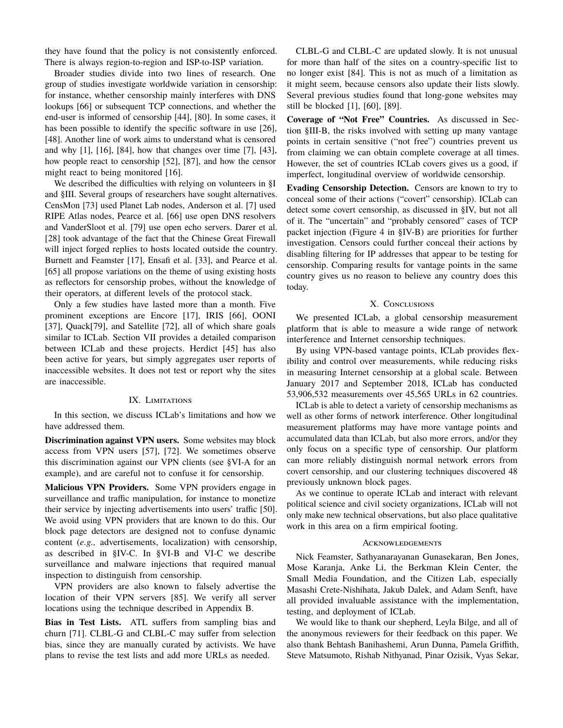they have found that the policy is not consistently enforced. There is always region-to-region and ISP-to-ISP variation.

Broader studies divide into two lines of research. One group of studies investigate worldwide variation in censorship: for instance, whether censorship mainly interferes with DNS lookups [66] or subsequent TCP connections, and whether the end-user is informed of censorship [44], [80]. In some cases, it has been possible to identify the specific software in use [26], [48]. Another line of work aims to understand what is censored and why [1], [16], [84], how that changes over time [7], [43], how people react to censorship [52], [87], and how the censor might react to being monitored [16].

We described the difficulties with relying on volunteers in §I and §III. Several groups of researchers have sought alternatives. CensMon [73] used Planet Lab nodes, Anderson et al. [7] used RIPE Atlas nodes, Pearce et al. [66] use open DNS resolvers and VanderSloot et al. [79] use open echo servers. Darer et al. [28] took advantage of the fact that the Chinese Great Firewall will inject forged replies to hosts located outside the country. Burnett and Feamster [17], Ensafi et al. [33], and Pearce et al. [65] all propose variations on the theme of using existing hosts as reflectors for censorship probes, without the knowledge of their operators, at different levels of the protocol stack.

Only a few studies have lasted more than a month. Five prominent exceptions are Encore [17], IRIS [66], OONI [37], Quack[79], and Satellite [72], all of which share goals similar to ICLab. Section VII provides a detailed comparison between ICLab and these projects. Herdict [45] has also been active for years, but simply aggregates user reports of inaccessible websites. It does not test or report why the sites are inaccessible.

## IX. Limitations

In this section, we discuss ICLab's limitations and how we have addressed them.

**Discrimination against VPN users.** Some websites may block access from VPN users [57], [72]. We sometimes observe this discrimination against our VPN clients (see §VI-A for an example), and are careful not to confuse it for censorship.

**Malicious VPN Providers.** Some VPN providers engage in surveillance and traffic manipulation, for instance to monetize their service by injecting advertisements into users' traffic [50]. We avoid using VPN providers that are known to do this. Our block page detectors are designed not to confuse dynamic content (*e.g.,* advertisements, localization) with censorship, as described in §IV-C. In §VI-B and VI-C we describe surveillance and malware injections that required manual inspection to distinguish from censorship.

VPN providers are also known to falsely advertise the location of their VPN servers [85]. We verify all server locations using the technique described in Appendix B.

**Bias in Test Lists.** ATL suffers from sampling bias and churn [71]. CLBL-G and CLBL-C may suffer from selection bias, since they are manually curated by activists. We have plans to revise the test lists and add more URLs as needed.

CLBL-G and CLBL-C are updated slowly. It is not unusual for more than half of the sites on a country-specific list to no longer exist [84]. This is not as much of a limitation as it might seem, because censors also update their lists slowly. Several previous studies found that long-gone websites may still be blocked [1], [60], [89].

**Coverage of "Not Free" Countries.** As discussed in Section §III-B, the risks involved with setting up many vantage points in certain sensitive ("not free") countries prevent us from claiming we can obtain complete coverage at all times. However, the set of countries ICLab covers gives us a good, if imperfect, longitudinal overview of worldwide censorship.

**Evading Censorship Detection.** Censors are known to try to conceal some of their actions ("covert" censorship). ICLab can detect some covert censorship, as discussed in §IV, but not all of it. The "uncertain" and "probably censored" cases of TCP packet injection (Figure 4 in §IV-B) are priorities for further investigation. Censors could further conceal their actions by disabling filtering for IP addresses that appear to be testing for censorship. Comparing results for vantage points in the same country gives us no reason to believe any country does this today.

## X. Conclusions

We presented ICLab, a global censorship measurement platform that is able to measure a wide range of network interference and Internet censorship techniques.

By using VPN-based vantage points, ICLab provides flexibility and control over measurements, while reducing risks in measuring Internet censorship at a global scale. Between January 2017 and September 2018, ICLab has conducted 53,906,532 measurements over 45,565 URLs in 62 countries.

ICLab is able to detect a variety of censorship mechanisms as well as other forms of network interference. Other longitudinal measurement platforms may have more vantage points and accumulated data than ICLab, but also more errors, and/or they only focus on a specific type of censorship. Our platform can more reliably distinguish normal network errors from covert censorship, and our clustering techniques discovered 48 previously unknown block pages.

As we continue to operate ICLab and interact with relevant political science and civil society organizations, ICLab will not only make new technical observations, but also place qualitative work in this area on a firm empirical footing.

## Acknowledgements

Nick Feamster, Sathyanarayanan Gunasekaran, Ben Jones, Mose Karanja, Anke Li, the Berkman Klein Center, the Small Media Foundation, and the Citizen Lab, especially Masashi Crete-Nishihata, Jakub Dalek, and Adam Senft, have all provided invaluable assistance with the implementation, testing, and deployment of ICLab.

We would like to thank our shepherd, Leyla Bilge, and all of the anonymous reviewers for their feedback on this paper. We also thank Behtash Banihashemi, Arun Dunna, Pamela Griffith, Steve Matsumoto, Rishab Nithyanad, Pinar Ozisik, Vyas Sekar,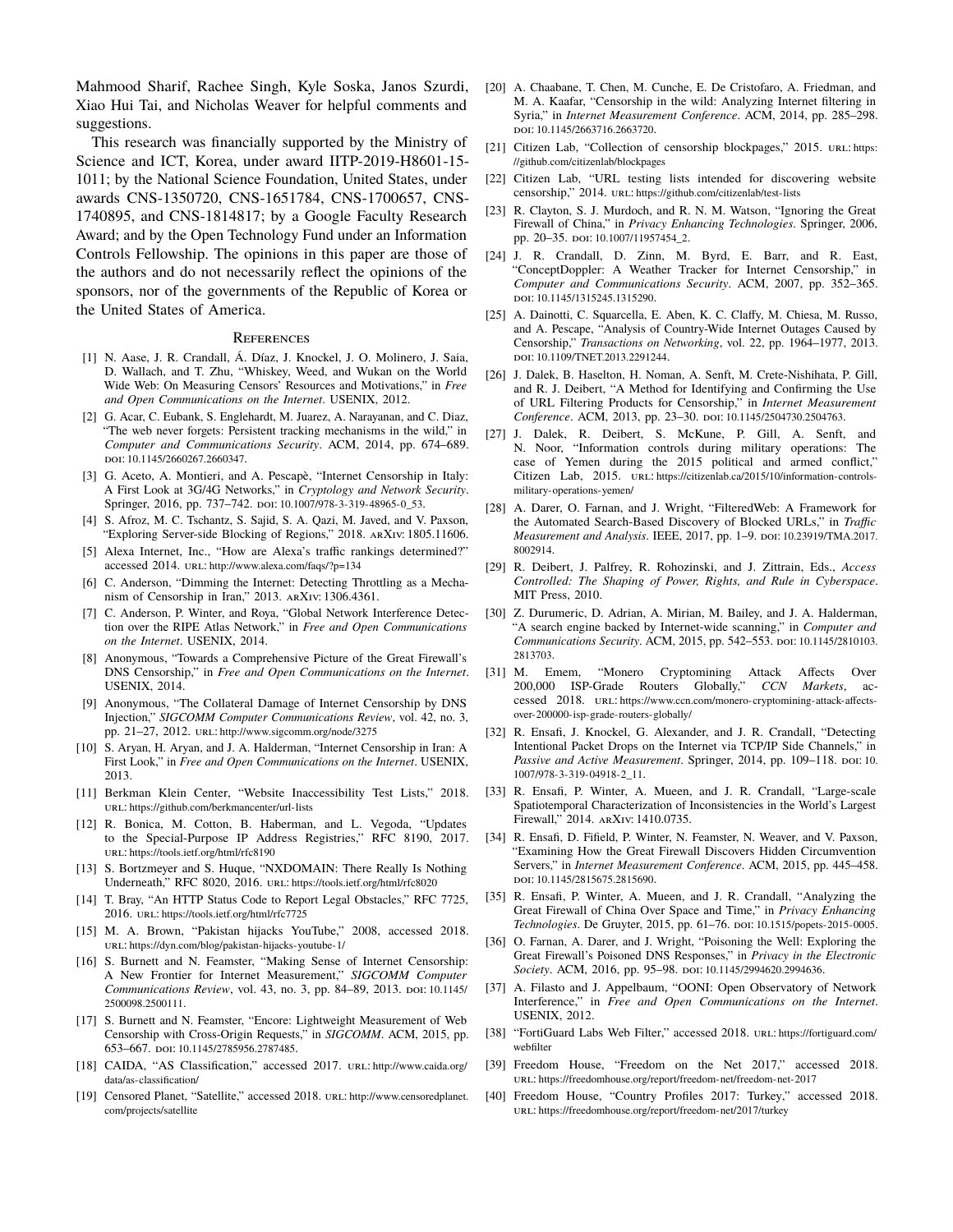Mahmood Sharif, Rachee Singh, Kyle Soska, Janos Szurdi, Xiao Hui Tai, and Nicholas Weaver for helpful comments and suggestions.

This research was financially supported by the Ministry of Science and ICT, Korea, under award IITP-2019-H8601-15-1011; by the National Science Foundation, United States, under awards CNS-1350720, CNS-1651784, CNS-1700657, CNS-1740895, and CNS-1814817; by a Google Faculty Research Award; and by the Open Technology Fund under an Information Controls Fellowship. The opinions in this paper are those of the authors and do not necessarily reflect the opinions of the sponsors, nor of the governments of the Republic of Korea or the United States of America.

## References

[1] N. Aase, J. R. Crandall, Á. Díaz, J. Knockel, J. O. Molinero, J. Saia, D. Wallach, and T. Zhu, "Whiskey, Weed, and Wukan on the World Wide Web: On Measuring Censors' Resources and Motivations," in *Free and Open Communications on the Internet*. USENIX, 2012.

[2] G. Acar, C. Eubank, S. Englehardt, M. Juarez, A. Narayanan, and C. Diaz, "The web never forgets: Persistent tracking mechanisms in the wild," in *Computer and Communications Security*. ACM, 2014, pp. 674–689. DOI: 10.1145/2660267.2660347.

[3] G. Aceto, A. Montieri, and A. Pescapè, "Internet Censorship in Italy: A First Look at 3G/4G Networks," in *Cryptology and Network Security*. Springer, 2016, pp. 737–742. DOI: 10.1007/978-3-319-48965-0_53.

[4] S. Afroz, M. C. Tschantz, S. Sajid, S. A. Qazi, M. Javed, and V. Paxson, "Exploring Server-side Blocking of Regions," 2018. ARXIV: 1805.11606.

[5] Alexa Internet, Inc., "How are Alexa's traffic rankings determined?" accessed 2014. URL: http://www.alexa.com/faqs/?p=134

[6] C. Anderson, "Dimming the Internet: Detecting Throttling as a Mechanism of Censorship in Iran," 2013. ARXIV: 1306.4361.

[7] C. Anderson, P. Winter, and Roya, "Global Network Interference Detection over the RIPE Atlas Network," in *Free and Open Communications on the Internet*. USENIX, 2014.

[8] Anonymous, "Towards a Comprehensive Picture of the Great Firewall's DNS Censorship," in *Free and Open Communications on the Internet*. USENIX, 2014.

[9] Anonymous, "The Collateral Damage of Internet Censorship by DNS Injection," *SIGCOMM Computer Communications Review*, vol. 42, no. 3, pp. 21–27, 2012. URL: http://www.sigcomm.org/node/3275

[10] S. Aryan, H. Aryan, and J. A. Halderman, "Internet Censorship in Iran: A First Look," in *Free and Open Communications on the Internet*. USENIX, 2013.

[11] Berkman Klein Center, "Website Inaccessibility Test Lists," 2018. URL: https://github.com/berkmancenter/url-lists

[12] R. Bonica, M. Cotton, B. Haberman, and L. Vegoda, "Updates to the Special-Purpose IP Address Registries," RFC 8190, 2017. URL: https://tools.ietf.org/html/rfc8190

[13] S. Bortzmeyer and S. Huque, "NXDOMAIN: There Really Is Nothing Underneath," RFC 8020, 2016. URL: https://tools.ietf.org/html/rfc8020

[14] T. Bray, "An HTTP Status Code to Report Legal Obstacles," RFC 7725, 2016. URL: https://tools.ietf.org/html/rfc7725

[15] M. A. Brown, "Pakistan hijacks YouTube," 2008, accessed 2018. URL: https://dyn.com/blog/pakistan-hijacks-youtube-1/

[16] S. Burnett and N. Feamster, "Making Sense of Internet Censorship: A New Frontier for Internet Measurement," *SIGCOMM Computer Communications Review*, vol. 43, no. 3, pp. 84–89, 2013. DOI: 10.1145/2500098.2500111.

[17] S. Burnett and N. Feamster, "Encore: Lightweight Measurement of Web Censorship with Cross-Origin Requests," in *SIGCOMM*. ACM, 2015, pp. 653–667. DOI: 10.1145/2785956.2787485.

[18] CAIDA, "AS Classification," accessed 2017. URL: http://www.caida.org/data/as-classification/

[19] Censored Planet, "Satellite," accessed 2018. URL: http://www.censoredplanet.com/projects/satellite

[20] A. Chaabane, T. Chen, M. Cunche, E. De Cristofaro, A. Friedman, and M. A. Kaafar, "Censorship in the wild: Analyzing Internet filtering in Syria," in *Internet Measurement Conference*. ACM, 2014, pp. 285–298. DOI: 10.1145/2663716.2663720.

[21] Citizen Lab, "Collection of censorship blockpages," 2015. URL: https://github.com/citizenlab/blockpages

[22] Citizen Lab, "URL testing lists intended for discovering website censorship," 2014. URL: https://github.com/citizenlab/test-lists

[23] R. Clayton, S. J. Murdoch, and R. N. M. Watson, "Ignoring the Great Firewall of China," in *Privacy Enhancing Technologies*. Springer, 2006, pp. 20–35. DOI: 10.1007/11957454_2.

[24] J. R. Crandall, D. Zinn, M. Byrd, E. Barr, and R. East, "ConceptDoppler: A Weather Tracker for Internet Censorship," in *Computer and Communications Security*. ACM, 2007, pp. 352–365. DOI: 10.1145/1315245.1315290.

[25] A. Dainotti, C. Squarcella, E. Aben, K. C. Claffy, M. Chiesa, M. Russo, and A. Pescape, "Analysis of Country-Wide Internet Outages Caused by Censorship," *Transactions on Networking*, vol. 22, pp. 1964–1977, 2013. DOI: 10.1109/TNET.2013.2291244.

[26] J. Dalek, B. Haselton, H. Noman, A. Senft, M. Crete-Nishihata, P. Gill, and R. J. Deibert, "A Method for Identifying and Confirming the Use of URL Filtering Products for Censorship," in *Internet Measurement Conference*. ACM, 2013, pp. 23–30. DOI: 10.1145/2504730.2504763.

[27] J. Dalek, R. Deibert, S. McKune, P. Gill, A. Senft, and N. Noor, "Information controls during military operations: The case of Yemen during the 2015 political and armed conflict," Citizen Lab, 2015. URL: https://citizenlab.ca/2015/10/information-controls-military-operations-yemen/

[28] A. Darer, O. Farnan, and J. Wright, "FilteredWeb: A Framework for the Automated Search-Based Discovery of Blocked URLs," in *Traffic Measurement and Analysis*. IEEE, 2017, pp. 1–9. DOI: 10.23919/TMA.2017.8002914.

[29] R. Deibert, J. Palfrey, R. Rohozinski, and J. Zittrain, Eds., *Access Controlled: The Shaping of Power, Rights, and Rule in Cyberspace*. MIT Press, 2010.

[30] Z. Durumeric, D. Adrian, A. Mirian, M. Bailey, and J. A. Halderman, "A search engine backed by Internet-wide scanning," in *Computer and Communications Security*. ACM, 2015, pp. 542–553. DOI: 10.1145/2810103.2813703.

[31] M. Emem, "Monero Cryptomining Attack Affects Over 200,000 ISP-Grade Routers Globally," *CCN Markets*, accessed 2018. URL: https://www.ccn.com/monero-cryptomining-attack-affects-over-200000-isp-grade-routers-globally/

[32] R. Ensafi, J. Knockel, G. Alexander, and J. R. Crandall, "Detecting Intentional Packet Drops on the Internet via TCP/IP Side Channels," in *Passive and Active Measurement*. Springer, 2014, pp. 109–118. DOI: 10.1007/978-3-319-04918-2_11.

[33] R. Ensafi, P. Winter, A. Mueen, and J. R. Crandall, "Large-scale Spatiotemporal Characterization of Inconsistencies in the World's Largest Firewall," 2014. ARXIV: 1410.0735.

[34] R. Ensafi, D. Fifield, P. Winter, N. Feamster, N. Weaver, and V. Paxson, "Examining How the Great Firewall Discovers Hidden Circumvention Servers," in *Internet Measurement Conference*. ACM, 2015, pp. 445–458. DOI: 10.1145/2815675.2815690.

[35] R. Ensafi, P. Winter, A. Mueen, and J. R. Crandall, "Analyzing the Great Firewall of China Over Space and Time," in *Privacy Enhancing Technologies*. De Gruyter, 2015, pp. 61–76. DOI: 10.1515/popets-2015-0005.

[36] O. Farnan, A. Darer, and J. Wright, "Poisoning the Well: Exploring the Great Firewall's Poisoned DNS Responses," in *Privacy in the Electronic Society*. ACM, 2016, pp. 95–98. DOI: 10.1145/2994620.2994636.

[37] A. Filasto and J. Appelbaum, "OONI: Open Observatory of Network Interference," in *Free and Open Communications on the Internet*. USENIX, 2012.

[38] "FortiGuard Labs Web Filter," accessed 2018. URL: https://fortiguard.com/webfilter

[39] Freedom House, "Freedom on the Net 2017," accessed 2018. URL: https://freedomhouse.org/report/freedom-net/freedom-net-2017

[40] Freedom House, "Country Profiles 2017: Turkey," accessed 2018. URL: https://freedomhouse.org/report/freedom-net/2017/turkey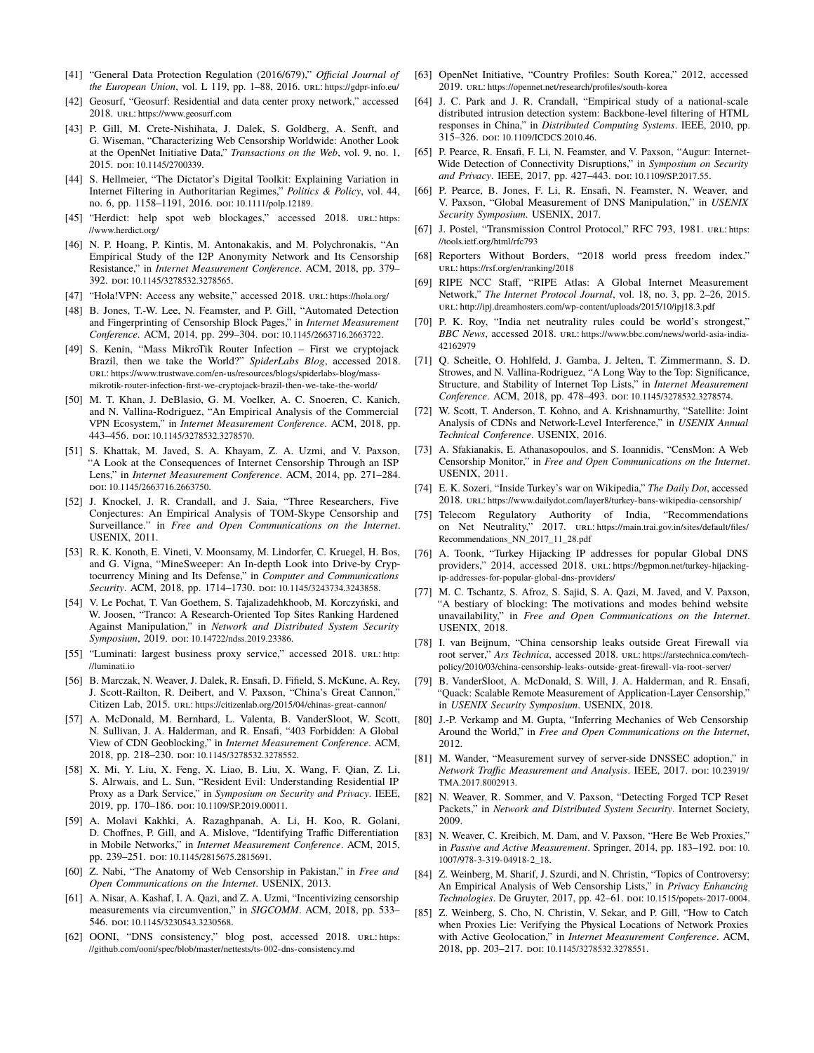[41] "General Data Protection Regulation (2016/679)," *Official Journal of the European Union*, vol. L 119, pp. 1–88, 2016. URL: https://gdpr-info.eu/

[42] Geosurf, "Geosurf: Residential and data center proxy network," accessed 2018. URL: https://www.geosurf.com

[43] P. Gill, M. Crete-Nishihata, J. Dalek, S. Goldberg, A. Senft, and G. Wiseman, "Characterizing Web Censorship Worldwide: Another Look at the OpenNet Initiative Data," *Transactions on the Web*, vol. 9, no. 1, 2015. DOI: 10.1145/2700339.

[44] S. Hellmeier, "The Dictator's Digital Toolkit: Explaining Variation in Internet Filtering in Authoritarian Regimes," *Politics & Policy*, vol. 44, no. 6, pp. 1158–1191, 2016. DOI: 10.1111/polp.12189.

[45] "Herdict: help spot web blockages," accessed 2018. URL: https://www.herdict.org/

[46] N. P. Hoang, P. Kintis, M. Antonakakis, and M. Polychronakis, "An Empirical Study of the I2P Anonymity Network and Its Censorship Resistance," in *Internet Measurement Conference*. ACM, 2018, pp. 379–392. DOI: 10.1145/3278532.3278565.

[47] "Hola!VPN: Access any website," accessed 2018. URL: https://hola.org/

[48] B. Jones, T.-W. Lee, N. Feamster, and P. Gill, "Automated Detection and Fingerprinting of Censorship Block Pages," in *Internet Measurement Conference*. ACM, 2014, pp. 299–304. DOI: 10.1145/2663716.2663722.

[49] S. Kenin, "Mass MikroTik Router Infection – First we cryptojack Brazil, then we take the World?" *SpiderLabs Blog*, accessed 2018. URL: https://www.trustwave.com/en-us/resources/blogs/spiderlabs-blog/mass-mikrotik-router-infection-first-we-cryptojack-brazil-then-we-take-the-world/

[50] M. T. Khan, J. DeBlasio, G. M. Voelker, A. C. Snoeren, C. Kanich, and N. Vallina-Rodriguez, "An Empirical Analysis of the Commercial VPN Ecosystem," in *Internet Measurement Conference*. ACM, 2018, pp. 443–456. DOI: 10.1145/3278532.3278570.

[51] S. Khattak, M. Javed, S. A. Khayam, Z. A. Uzmi, and V. Paxson, "A Look at the Consequences of Internet Censorship Through an ISP Lens," in *Internet Measurement Conference*. ACM, 2014, pp. 271–284. DOI: 10.1145/2663716.2663750.

[52] J. Knockel, J. R. Crandall, and J. Saia, "Three Researchers, Five Conjectures: An Empirical Analysis of TOM-Skype Censorship and Surveillance." in *Free and Open Communications on the Internet*. USENIX, 2011.

[53] R. K. Konoth, E. Vineti, V. Moonsamy, M. Lindorfer, C. Kruegel, H. Bos, and G. Vigna, "MineSweeper: An In-depth Look into Drive-by Cryptocurrency Mining and Its Defense," in *Computer and Communications Security*. ACM, 2018, pp. 1714–1730. DOI: 10.1145/3243734.3243858.

[54] V. Le Pochat, T. Van Goethem, S. Tajalizadehkhoob, M. Korczyński, and W. Joosen, "Tranco: A Research-Oriented Top Sites Ranking Hardened Against Manipulation," in *Network and Distributed System Security Symposium*, 2019. DOI: 10.14722/ndss.2019.23386.

[55] "Luminati: largest business proxy service," accessed 2018. URL: http://luminati.io

[56] B. Marczak, N. Weaver, J. Dalek, R. Ensafi, D. Fifield, S. McKune, A. Rey, J. Scott-Railton, R. Deibert, and V. Paxson, "China's Great Cannon," Citizen Lab, 2015. URL: https://citizenlab.org/2015/04/chinas-great-cannon/

[57] A. McDonald, M. Bernhard, L. Valenta, B. VanderSloot, W. Scott, N. Sullivan, J. A. Halderman, and R. Ensafi, "403 Forbidden: A Global View of CDN Geoblocking," in *Internet Measurement Conference*. ACM, 2018, pp. 218–230. DOI: 10.1145/3278532.3278552.

[58] X. Mi, Y. Liu, X. Feng, X. Liao, B. Liu, X. Wang, F. Qian, Z. Li, S. Alrwais, and L. Sun, "Resident Evil: Understanding Residential IP Proxy as a Dark Service," in *Symposium on Security and Privacy*. IEEE, 2019, pp. 170–186. DOI: 10.1109/SP.2019.00011.

[59] A. Molavi Kakhki, A. Razaghpanah, A. Li, H. Koo, R. Golani, D. Choffnes, P. Gill, and A. Mislove, "Identifying Traffic Differentiation in Mobile Networks," in *Internet Measurement Conference*. ACM, 2015, pp. 239–251. DOI: 10.1145/2815675.2815691.

[60] Z. Nabi, "The Anatomy of Web Censorship in Pakistan," in *Free and Open Communications on the Internet*. USENIX, 2013.

[61] A. Nisar, A. Kashaf, I. A. Qazi, and Z. A. Uzmi, "Incentivizing censorship measurements via circumvention," in *SIGCOMM*. ACM, 2018, pp. 533–546. DOI: 10.1145/3230543.3230568.

[62] OONI, "DNS consistency," blog post, accessed 2018. URL: https://github.com/ooni/spec/blob/master/nettests/ts-002-dns-consistency.md

[63] OpenNet Initiative, "Country Profiles: South Korea," 2012, accessed 2019. URL: https://opennet.net/research/profiles/south-korea

[64] J. C. Park and J. R. Crandall, "Empirical study of a national-scale distributed intrusion detection system: Backbone-level filtering of HTML responses in China," in *Distributed Computing Systems*. IEEE, 2010, pp. 315–326. DOI: 10.1109/ICDCS.2010.46.

[65] P. Pearce, R. Ensafi, F. Li, N. Feamster, and V. Paxson, "Augur: Internet-Wide Detection of Connectivity Disruptions," in *Symposium on Security and Privacy*. IEEE, 2017, pp. 427–443. DOI: 10.1109/SP.2017.55.

[66] P. Pearce, B. Jones, F. Li, R. Ensafi, N. Feamster, N. Weaver, and V. Paxson, "Global Measurement of DNS Manipulation," in *USENIX Security Symposium*. USENIX, 2017.

[67] J. Postel, "Transmission Control Protocol," RFC 793, 1981. URL: https://tools.ietf.org/html/rfc793

[68] Reporters Without Borders, "2018 world press freedom index." URL: https://rsf.org/en/ranking/2018

[69] RIPE NCC Staff, "RIPE Atlas: A Global Internet Measurement Network," *The Internet Protocol Journal*, vol. 18, no. 3, pp. 2–26, 2015. URL: http://ipj.dreamhosters.com/wp-content/uploads/2015/10/ipj18.3.pdf

[70] P. K. Roy, "India net neutrality rules could be world's strongest," *BBC News*, accessed 2018. URL: https://www.bbc.com/news/world-asia-india-42162979

[71] Q. Scheitle, O. Hohlfeld, J. Gamba, J. Jelten, T. Zimmermann, S. D. Strowes, and N. Vallina-Rodriguez, "A Long Way to the Top: Significance, Structure, and Stability of Internet Top Lists," in *Internet Measurement Conference*. ACM, 2018, pp. 478–493. DOI: 10.1145/3278532.3278574.

[72] W. Scott, T. Anderson, T. Kohno, and A. Krishnamurthy, "Satellite: Joint Analysis of CDNs and Network-Level Interference," in *USENIX Annual Technical Conference*. USENIX, 2016.

[73] A. Sfakianakis, E. Athanasopoulos, and S. Ioannidis, "CensMon: A Web Censorship Monitor," in *Free and Open Communications on the Internet*. USENIX, 2011.

[74] E. K. Sozeri, "Inside Turkey's war on Wikipedia," *The Daily Dot*, accessed 2018. URL: https://www.dailydot.com/layer8/turkey-bans-wikipedia-censorship/

[75] Telecom Regulatory Authority of India, "Recommendations on Net Neutrality," 2017. URL: https://main.trai.gov.in/sites/default/files/Recommendations_NN_2017_11_28.pdf

[76] A. Toonk, "Turkey Hijacking IP addresses for popular Global DNS providers," 2014, accessed 2018. URL: https://bgpmon.net/turkey-hijacking-ip-addresses-for-popular-global-dns-providers/

[77] M. C. Tschantz, S. Afroz, S. Sajid, S. A. Qazi, M. Javed, and V. Paxson, "A bestiary of blocking: The motivations and modes behind website unavailability," in *Free and Open Communications on the Internet*. USENIX, 2018.

[78] I. van Beijnum, "China censorship leaks outside Great Firewall via root server," *Ars Technica*, accessed 2018. URL: https://arstechnica.com/tech-policy/2010/03/china-censorship-leaks-outside-great-firewall-via-root-server/

[79] B. VanderSloot, A. McDonald, S. Will, J. A. Halderman, and R. Ensafi, "Quack: Scalable Remote Measurement of Application-Layer Censorship," in *USENIX Security Symposium*. USENIX, 2018.

[80] J.-P. Verkamp and M. Gupta, "Inferring Mechanics of Web Censorship Around the World," in *Free and Open Communications on the Internet*, 2012.

[81] M. Wander, "Measurement survey of server-side DNSSEC adoption," in *Network Traffic Measurement and Analysis*. IEEE, 2017. DOI: 10.23919/TMA.2017.8002913.

[82] N. Weaver, R. Sommer, and V. Paxson, "Detecting Forged TCP Reset Packets," in *Network and Distributed System Security*. Internet Society, 2009.

[83] N. Weaver, C. Kreibich, M. Dam, and V. Paxson, "Here Be Web Proxies," in *Passive and Active Measurement*. Springer, 2014, pp. 183–192. DOI: 10.1007/978-3-319-04918-2_18.

[84] Z. Weinberg, M. Sharif, J. Szurdi, and N. Christin, "Topics of Controversy: An Empirical Analysis of Web Censorship Lists," in *Privacy Enhancing Technologies*. De Gruyter, 2017, pp. 42–61. DOI: 10.1515/popets-2017-0004.

[85] Z. Weinberg, S. Cho, N. Christin, V. Sekar, and P. Gill, "How to Catch when Proxies Lie: Verifying the Physical Locations of Network Proxies with Active Geolocation," in *Internet Measurement Conference*. ACM, 2018, pp. 203–217. DOI: 10.1145/3278532.3278551.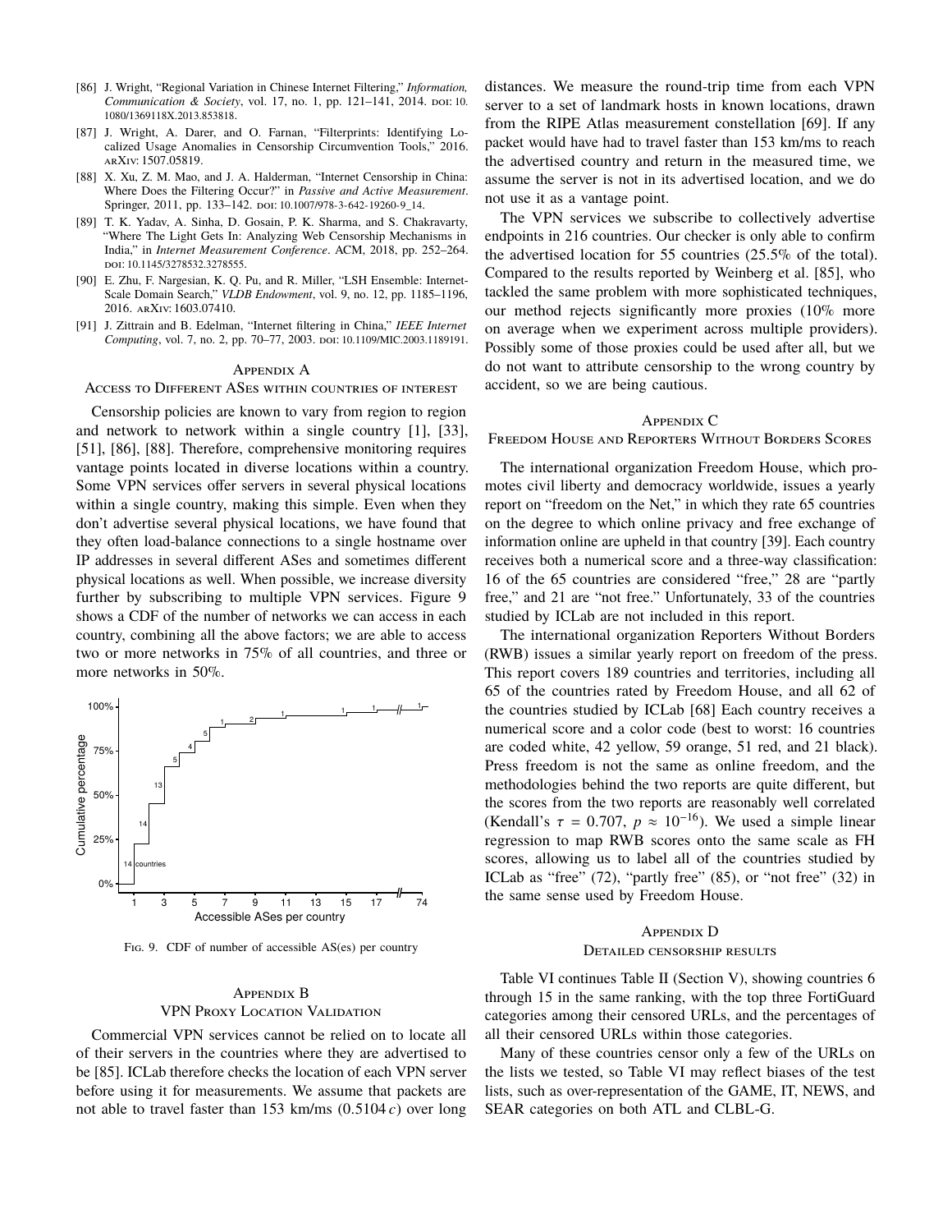[86] J. Wright, "Regional Variation in Chinese Internet Filtering," *Information, Communication & Society*, vol. 17, no. 1, pp. 121–141, 2014. doi: 10.1080/1369118X.2013.853818.

[87] J. Wright, A. Darer, and O. Farnan, "Filterprints: Identifying Localized Usage Anomalies in Censorship Circumvention Tools," 2016. arXiv: 1507.05819.

[88] X. Xu, Z. M. Mao, and J. A. Halderman, "Internet Censorship in China: Where Does the Filtering Occur?" in *Passive and Active Measurement*. Springer, 2011, pp. 133–142. doi: 10.1007/978-3-642-19260-9_14.

[89] T. K. Yadav, A. Sinha, D. Gosain, P. K. Sharma, and S. Chakravarty, "Where The Light Gets In: Analyzing Web Censorship Mechanisms in India," in *Internet Measurement Conference*. ACM, 2018, pp. 252–264. doi: 10.1145/3278532.3278555.

[90] E. Zhu, F. Nargesian, K. Q. Pu, and R. Miller, "LSH Ensemble: Internet-Scale Domain Search," *VLDB Endowment*, vol. 9, no. 12, pp. 1185–1196, 2016. arXiv: 1603.07410.

[91] J. Zittrain and B. Edelman, "Internet filtering in China," *IEEE Internet Computing*, vol. 7, no. 2, pp. 70–77, 2003. doi: 10.1109/MIC.2003.1189191.

## Appendix A
## Access to Different ASes within countries of interest

Censorship policies are known to vary from region to region and network to network within a single country [1], [33], [51], [86], [88]. Therefore, comprehensive monitoring requires vantage points located in diverse locations within a country. Some VPN services offer servers in several physical locations within a single country, making this simple. Even when they don't advertise several physical locations, we have found that they often load-balance connections to a single hostname over IP addresses in several different ASes and sometimes different physical locations as well. When possible, we increase diversity further by subscribing to multiple VPN services. Figure 9 shows a CDF of the number of networks we can access in each country, combining all the above factors; we are able to access two or more networks in 75% of all countries, and three or more networks in 50%.

Fig. 9. CDF of number of accessible AS(es) per country

## Appendix B
## VPN Proxy Location Validation

Commercial VPN services cannot be relied on to locate all of their servers in the countries where they are advertised to be [85]. ICLab therefore checks the location of each VPN server before using it for measurements. We assume that packets are not able to travel faster than 153 km/ms ($0.5104\,c$) over long distances. We measure the round-trip time from each VPN server to a set of landmark hosts in known locations, drawn from the RIPE Atlas measurement constellation [69]. If any packet would have had to travel faster than 153 km/ms to reach the advertised country and return in the measured time, we assume the server is not in its advertised location, and we do not use it as a vantage point.

The VPN services we subscribe to collectively advertise endpoints in 216 countries. Our checker is only able to confirm the advertised location for 55 countries (25.5% of the total). Compared to the results reported by Weinberg et al. [85], who tackled the same problem with more sophisticated techniques, our method rejects significantly more proxies (10% more on average when we experiment across multiple providers). Possibly some of those proxies could be used after all, but we do not want to attribute censorship to the wrong country by accident, so we are being cautious.

## Appendix C
## Freedom House and Reporters Without Borders Scores

The international organization Freedom House, which promotes civil liberty and democracy worldwide, issues a yearly report on "freedom on the Net," in which they rate 65 countries on the degree to which online privacy and free exchange of information online are upheld in that country [39]. Each country receives both a numerical score and a three-way classification: 16 of the 65 countries are considered "free," 28 are "partly free," and 21 are "not free." Unfortunately, 33 of the countries studied by ICLab are not included in this report.

The international organization Reporters Without Borders (RWB) issues a similar yearly report on freedom of the press. This report covers 189 countries and territories, including all 65 of the countries rated by Freedom House, and all 62 of the countries studied by ICLab [68] Each country receives a numerical score and a color code (best to worst: 16 countries are coded white, 42 yellow, 59 orange, 51 red, and 21 black). Press freedom is not the same as online freedom, and the methodologies behind the two reports are quite different, but the scores from the two reports are reasonably well correlated (Kendall's $\tau = 0.707$, $p \approx 10^{-16}$). We used a simple linear regression to map RWB scores onto the same scale as FH scores, allowing us to label all of the countries studied by ICLab as "free" (72), "partly free" (85), or "not free" (32) in the same sense used by Freedom House.

## Appendix D
## Detailed censorship results

Table VI continues Table II (Section V), showing countries 6 through 15 in the same ranking, with the top three FortiGuard categories among their censored URLs, and the percentages of all their censored URLs within those categories.

Many of these countries censor only a few of the URLs on the lists we tested, so Table VI may reflect biases of the test lists, such as over-representation of the GAME, IT, NEWS, and SEAR categories on both ATL and CLBL-G.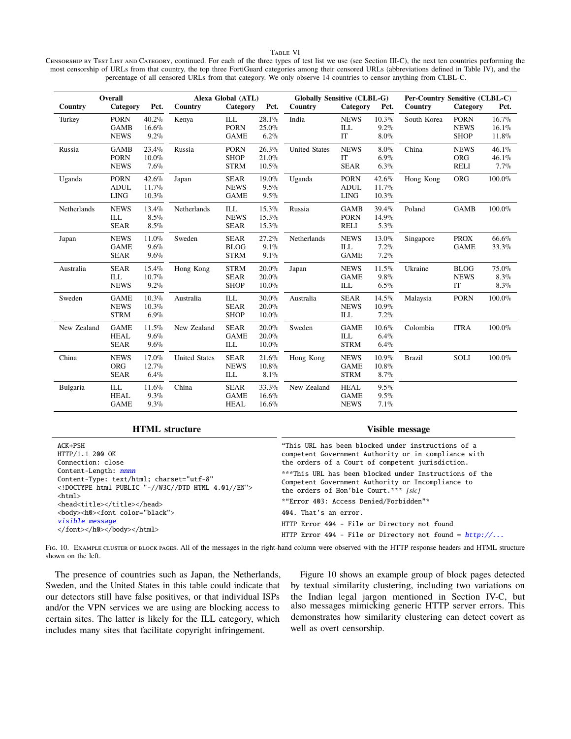TABLE VI

CENSORSHIP BY TEST LIST AND CATEGORY, continued. For each of the three types of test list we use (see Section III-C), the next ten countries performing the most censorship of URLs from that country, the top three FortiGuard categories among their censored URLs (abbreviations defined in Table IV), and the percentage of all censored URLs from that category. We only observe 14 countries to censor anything from CLBL-C.

| Overall | | | Alexa Global (ATL) | | | Globally Sensitive (CLBL-G) | | | Per-Country Sensitive (CLBL-C) | | |
|---|---|---|---|---|---|---|---|---|---|---|---|
| Country | Category | Pct. | Country | Category | Pct. | Country | Category | Pct. | Country | Category | Pct. |
| Turkey | PORN | 40.2% | Kenya | ILL | 28.1% | India | NEWS | 10.3% | South Korea | PORN | 16.7% |
| | GAMB | 16.6% | | PORN | 25.0% | | ILL | 9.2% | | NEWS | 16.1% |
| | NEWS | 9.2% | | GAME | 6.2% | | IT | 8.0% | | SHOP | 11.8% |
| Russia | GAMB | 23.4% | Russia | PORN | 26.3% | United States | NEWS | 8.0% | China | NEWS | 46.1% |
| | PORN | 10.0% | | SHOP | 21.0% | | IT | 6.9% | | ORG | 46.1% |
| | NEWS | 7.6% | | STRM | 10.5% | | SEAR | 6.3% | | RELI | 7.7% |
| Uganda | PORN | 42.6% | Japan | SEAR | 19.0% | Uganda | PORN | 42.6% | Hong Kong | ORG | 100.0% |
| | ADUL | 11.7% | | NEWS | 9.5% | | ADUL | 11.7% | | | |
| | LING | 10.3% | | GAME | 9.5% | | LING | 10.3% | | | |
| Netherlands | NEWS | 13.4% | Netherlands | ILL | 15.3% | Russia | GAMB | 39.4% | Poland | GAMB | 100.0% |
| | ILL | 8.5% | | NEWS | 15.3% | | PORN | 14.9% | | | |
| | SEAR | 8.5% | | SEAR | 15.3% | | RELI | 5.3% | | | |
| Japan | NEWS | 11.0% | Sweden | SEAR | 27.2% | Netherlands | NEWS | 13.0% | Singapore | PROX | 66.6% |
| | GAME | 9.6% | | BLOG | 9.1% | | ILL | 7.2% | | GAME | 33.3% |
| | SEAR | 9.6% | | STRM | 9.1% | | GAME | 7.2% | | | |
| Australia | SEAR | 15.4% | Hong Kong | STRM | 20.0% | Japan | NEWS | 11.5% | Ukraine | BLOG | 75.0% |
| | ILL | 10.7% | | SEAR | 20.0% | | GAME | 9.8% | | NEWS | 8.3% |
| | NEWS | 9.2% | | SHOP | 10.0% | | ILL | 6.5% | | IT | 8.3% |
| Sweden | GAME | 10.3% | Australia | ILL | 30.0% | Australia | SEAR | 14.5% | Malaysia | PORN | 100.0% |
| | NEWS | 10.3% | | SEAR | 20.0% | | NEWS | 10.9% | | | |
| | STRM | 6.9% | | SHOP | 10.0% | | ILL | 7.2% | | | |
| New Zealand | GAME | 11.5% | New Zealand | SEAR | 20.0% | Sweden | GAME | 10.6% | Colombia | ITRA | 100.0% |
| | HEAL | 9.6% | | GAME | 20.0% | | ILL | 6.4% | | | |
| | SEAR | 9.6% | | ILL | 10.0% | | STRM | 6.4% | | | |
| China | NEWS | 17.0% | United States | SEAR | 21.6% | Hong Kong | NEWS | 10.9% | Brazil | SOLI | 100.0% |
| | ORG | 12.7% | | NEWS | 10.8% | | GAME | 10.8% | | | |
| | SEAR | 6.4% | | ILL | 8.1% | | STRM | 8.7% | | | |
| Bulgaria | ILL | 11.6% | China | SEAR | 33.3% | New Zealand | HEAL | 9.5% | | | |
| | HEAL | 9.3% | | GAME | 16.6% | | GAME | 9.5% | | | |
| | GAME | 9.3% | | HEAL | 16.6% | | NEWS | 7.1% | | | |

**HTML structure**

```
ACK+PSH
HTTP/1.1 200 OK
Connection: close
Content-Length: nnnn
Content-Type: text/html; charset="utf-8"
<!DOCTYPE html PUBLIC "-//W3C//DTD HTML 4.01//EN">
<html>
<head><title></title></head>
<body><h0><font color="black">
visible message
</font></h0></body></html>
```

**Visible message**

```
"This URL has been blocked under instructions of a
competent Government Authority or in compliance with
the orders of a Court of competent jurisdiction.

***This URL has been blocked under Instructions of the
Competent Government Authority or Incompliance to
the orders of Hon'ble Court.*** [sic]

*"Error 403: Access Denied/Forbidden"*

404. That's an error.

HTTP Error 404 - File or Directory not found

HTTP Error 404 - File or Directory not found = http://...
```

FIG. 10. EXAMPLE CLUSTER OF BLOCK PAGES. All of the messages in the right-hand column were observed with the HTTP response headers and HTML structure shown on the left.

The presence of countries such as Japan, the Netherlands, Sweden, and the United States in this table could indicate that our detectors still have false positives, or that individual ISPs and/or the VPN services we are using are blocking access to certain sites. The latter is likely for the ILL category, which includes many sites that facilitate copyright infringement.

Figure 10 shows an example group of block pages detected by textual similarity clustering, including two variations on the Indian legal jargon mentioned in Section IV-C, but also messages mimicking generic HTTP server errors. This demonstrates how similarity clustering can detect covert as well as overt censorship.